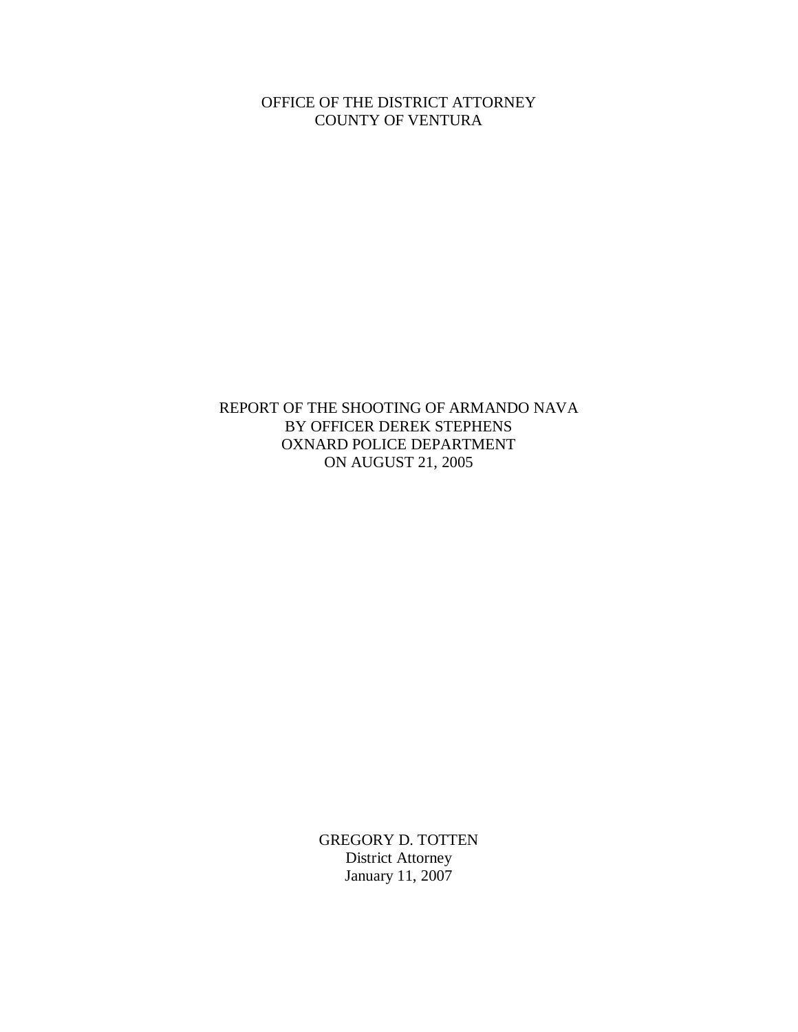OFFICE OF THE DISTRICT ATTORNEY
COUNTY OF VENTURA

# REPORT OF THE SHOOTING OF ARMANDO NAVA BY OFFICER DEREK STEPHENS OXNARD POLICE DEPARTMENT ON AUGUST 21, 2005

GREGORY D. TOTTEN
District Attorney
January 11, 2007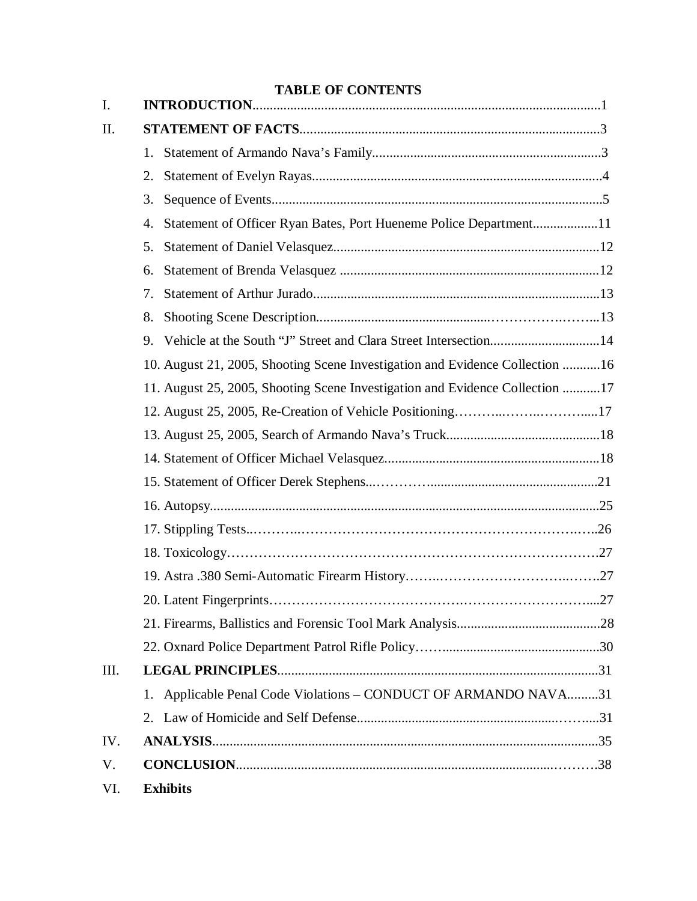# TABLE OF CONTENTS

I. **INTRODUCTION**......................................................................................................1

II. **STATEMENT OF FACTS**........................................................................................3

1. Statement of Armando Nava's Family..................................................................3
2. Statement of Evelyn Rayas....................................................................................4
3. Sequence of Events................................................................................................5
4. Statement of Officer Ryan Bates, Port Hueneme Police Department...................11
5. Statement of Daniel Velasquez.............................................................................12
6. Statement of Brenda Velasquez ...........................................................................12
7. Statement of Arthur Jurado...................................................................................13
8. Shooting Scene Description..................................................………………..13
9. Vehicle at the South "J" Street and Clara Street Intersection................................14
10. August 21, 2005, Shooting Scene Investigation and Evidence Collection ...........16
11. August 25, 2005, Shooting Scene Investigation and Evidence Collection ...........17
12. August 25, 2005, Re-Creation of Vehicle Positioning………..……..……….....17
13. August 25, 2005, Search of Armando Nava's Truck............................................18
14. Statement of Officer Michael Velasquez..............................................................18
15. Statement of Officer Derek Stephens..…………...............................................21
16. Autopsy.................................................................................................................25
17. Stippling Tests..………..…………………………………………………….…..26
18. Toxicology………………………………………………………………………..27
19. Astra .380 Semi-Automatic Firearm History……..……………………..…….27
20. Latent Fingerprints……………………………….…………………………....27
21. Firearms, Ballistics and Forensic Tool Mark Analysis.........................................28
22. Oxnard Police Department Patrol Rifle Policy……............................................30

III. **LEGAL PRINCIPLES**............................................................................................31

1. Applicable Penal Code Violations – CONDUCT OF ARMANDO NAVA.........31
2. Law of Homicide and Self Defense...........................................................……....31

IV. **ANALYSIS**...............................................................................................................35

V. **CONCLUSION**.....................................................................................………38

VI. **Exhibits**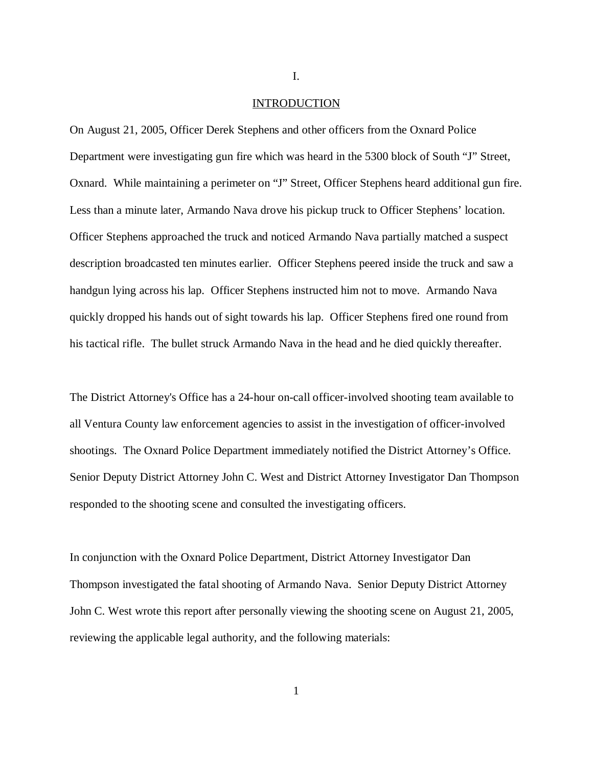I.

## INTRODUCTION

On August 21, 2005, Officer Derek Stephens and other officers from the Oxnard Police Department were investigating gun fire which was heard in the 5300 block of South "J" Street, Oxnard. While maintaining a perimeter on "J" Street, Officer Stephens heard additional gun fire. Less than a minute later, Armando Nava drove his pickup truck to Officer Stephens' location. Officer Stephens approached the truck and noticed Armando Nava partially matched a suspect description broadcasted ten minutes earlier. Officer Stephens peered inside the truck and saw a handgun lying across his lap. Officer Stephens instructed him not to move. Armando Nava quickly dropped his hands out of sight towards his lap. Officer Stephens fired one round from his tactical rifle. The bullet struck Armando Nava in the head and he died quickly thereafter.

The District Attorney's Office has a 24-hour on-call officer-involved shooting team available to all Ventura County law enforcement agencies to assist in the investigation of officer-involved shootings. The Oxnard Police Department immediately notified the District Attorney's Office. Senior Deputy District Attorney John C. West and District Attorney Investigator Dan Thompson responded to the shooting scene and consulted the investigating officers.

In conjunction with the Oxnard Police Department, District Attorney Investigator Dan Thompson investigated the fatal shooting of Armando Nava. Senior Deputy District Attorney John C. West wrote this report after personally viewing the shooting scene on August 21, 2005, reviewing the applicable legal authority, and the following materials: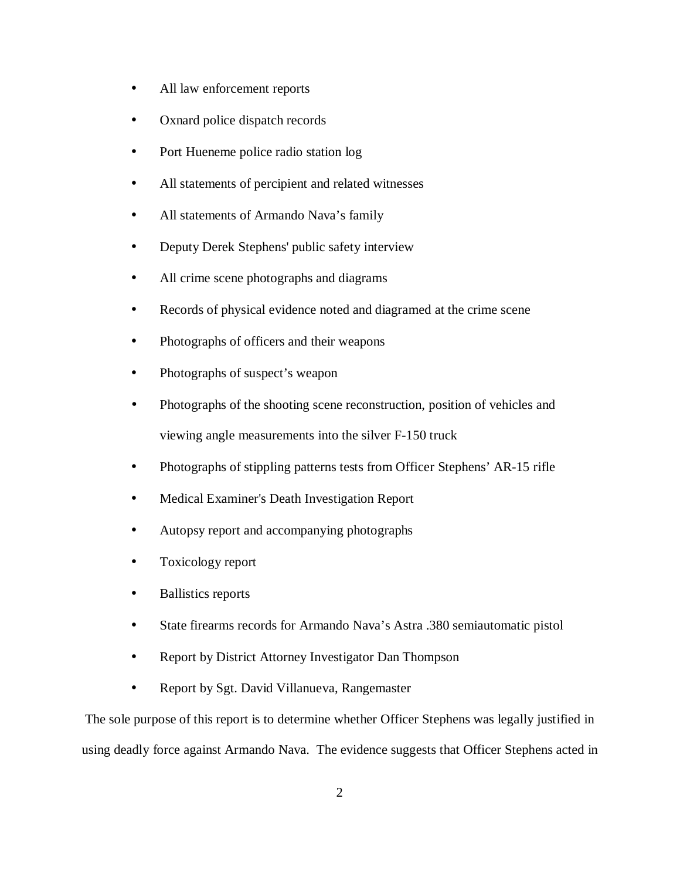- All law enforcement reports
- Oxnard police dispatch records
- Port Hueneme police radio station log
- All statements of percipient and related witnesses
- All statements of Armando Nava's family
- Deputy Derek Stephens' public safety interview
- All crime scene photographs and diagrams
- Records of physical evidence noted and diagramed at the crime scene
- Photographs of officers and their weapons
- Photographs of suspect's weapon
- Photographs of the shooting scene reconstruction, position of vehicles and viewing angle measurements into the silver F-150 truck
- Photographs of stippling patterns tests from Officer Stephens' AR-15 rifle
- Medical Examiner's Death Investigation Report
- Autopsy report and accompanying photographs
- Toxicology report
- Ballistics reports
- State firearms records for Armando Nava's Astra .380 semiautomatic pistol
- Report by District Attorney Investigator Dan Thompson
- Report by Sgt. David Villanueva, Rangemaster

The sole purpose of this report is to determine whether Officer Stephens was legally justified in using deadly force against Armando Nava. The evidence suggests that Officer Stephens acted in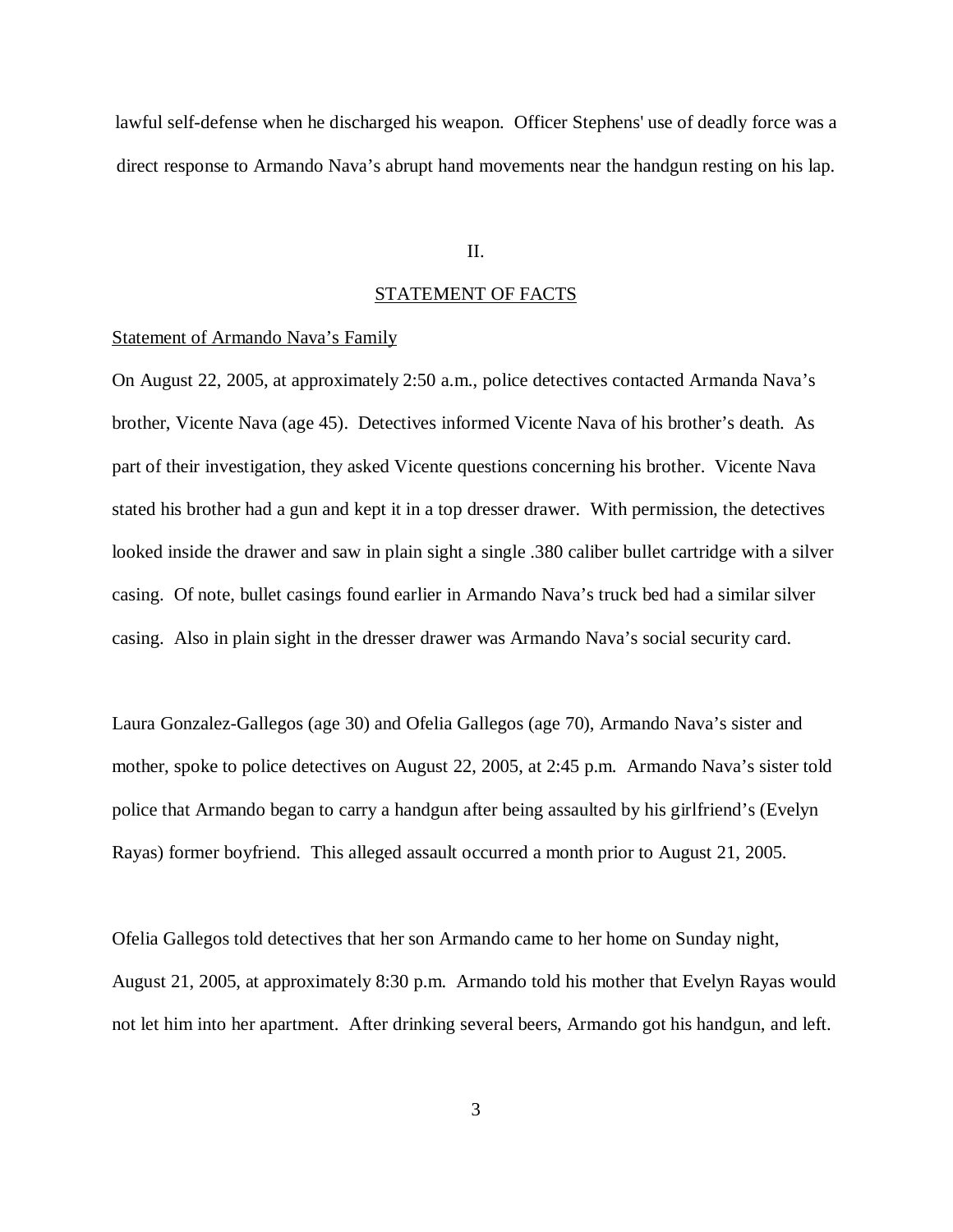lawful self-defense when he discharged his weapon. Officer Stephens' use of deadly force was a direct response to Armando Nava's abrupt hand movements near the handgun resting on his lap.

## II.

## STATEMENT OF FACTS

Statement of Armando Nava's Family

On August 22, 2005, at approximately 2:50 a.m., police detectives contacted Armanda Nava's brother, Vicente Nava (age 45). Detectives informed Vicente Nava of his brother's death. As part of their investigation, they asked Vicente questions concerning his brother. Vicente Nava stated his brother had a gun and kept it in a top dresser drawer. With permission, the detectives looked inside the drawer and saw in plain sight a single .380 caliber bullet cartridge with a silver casing. Of note, bullet casings found earlier in Armando Nava's truck bed had a similar silver casing. Also in plain sight in the dresser drawer was Armando Nava's social security card.

Laura Gonzalez-Gallegos (age 30) and Ofelia Gallegos (age 70), Armando Nava's sister and mother, spoke to police detectives on August 22, 2005, at 2:45 p.m. Armando Nava's sister told police that Armando began to carry a handgun after being assaulted by his girlfriend's (Evelyn Rayas) former boyfriend. This alleged assault occurred a month prior to August 21, 2005.

Ofelia Gallegos told detectives that her son Armando came to her home on Sunday night, August 21, 2005, at approximately 8:30 p.m. Armando told his mother that Evelyn Rayas would not let him into her apartment. After drinking several beers, Armando got his handgun, and left.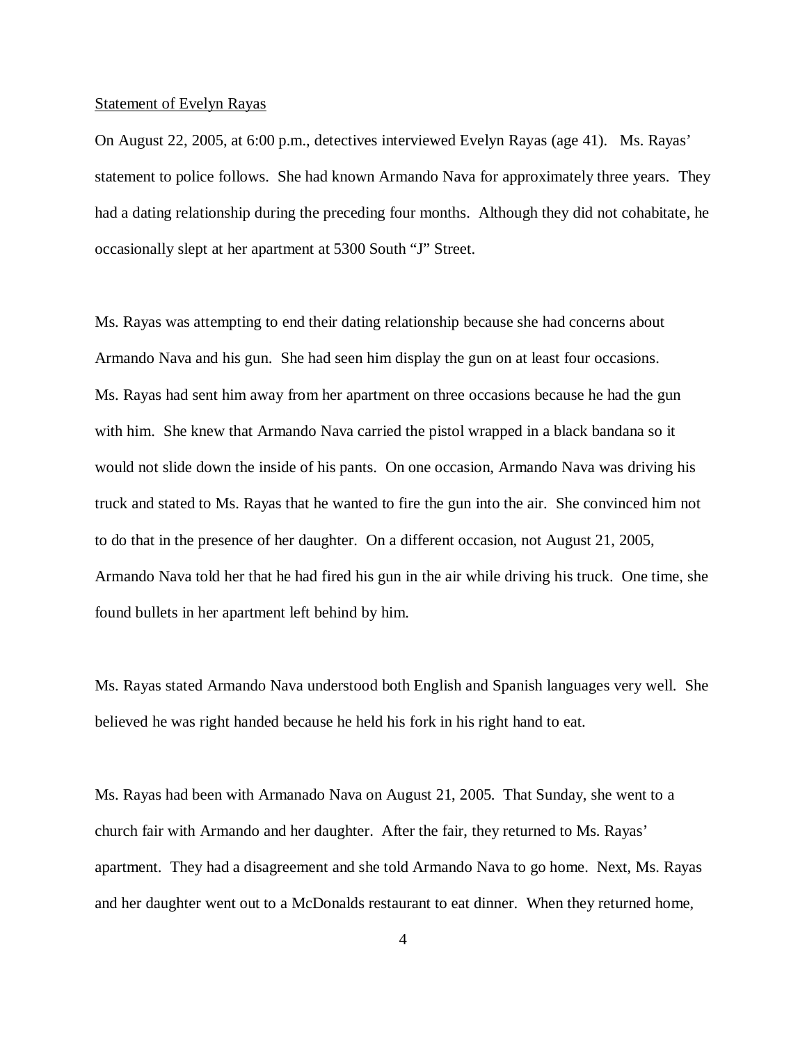<u>Statement of Evelyn Rayas</u>

On August 22, 2005, at 6:00 p.m., detectives interviewed Evelyn Rayas (age 41). Ms. Rayas' statement to police follows. She had known Armando Nava for approximately three years. They had a dating relationship during the preceding four months. Although they did not cohabitate, he occasionally slept at her apartment at 5300 South "J" Street.

Ms. Rayas was attempting to end their dating relationship because she had concerns about Armando Nava and his gun. She had seen him display the gun on at least four occasions. Ms. Rayas had sent him away from her apartment on three occasions because he had the gun with him. She knew that Armando Nava carried the pistol wrapped in a black bandana so it would not slide down the inside of his pants. On one occasion, Armando Nava was driving his truck and stated to Ms. Rayas that he wanted to fire the gun into the air. She convinced him not to do that in the presence of her daughter. On a different occasion, not August 21, 2005, Armando Nava told her that he had fired his gun in the air while driving his truck. One time, she found bullets in her apartment left behind by him.

Ms. Rayas stated Armando Nava understood both English and Spanish languages very well. She believed he was right handed because he held his fork in his right hand to eat.

Ms. Rayas had been with Armanado Nava on August 21, 2005. That Sunday, she went to a church fair with Armando and her daughter. After the fair, they returned to Ms. Rayas' apartment. They had a disagreement and she told Armando Nava to go home. Next, Ms. Rayas and her daughter went out to a McDonalds restaurant to eat dinner. When they returned home,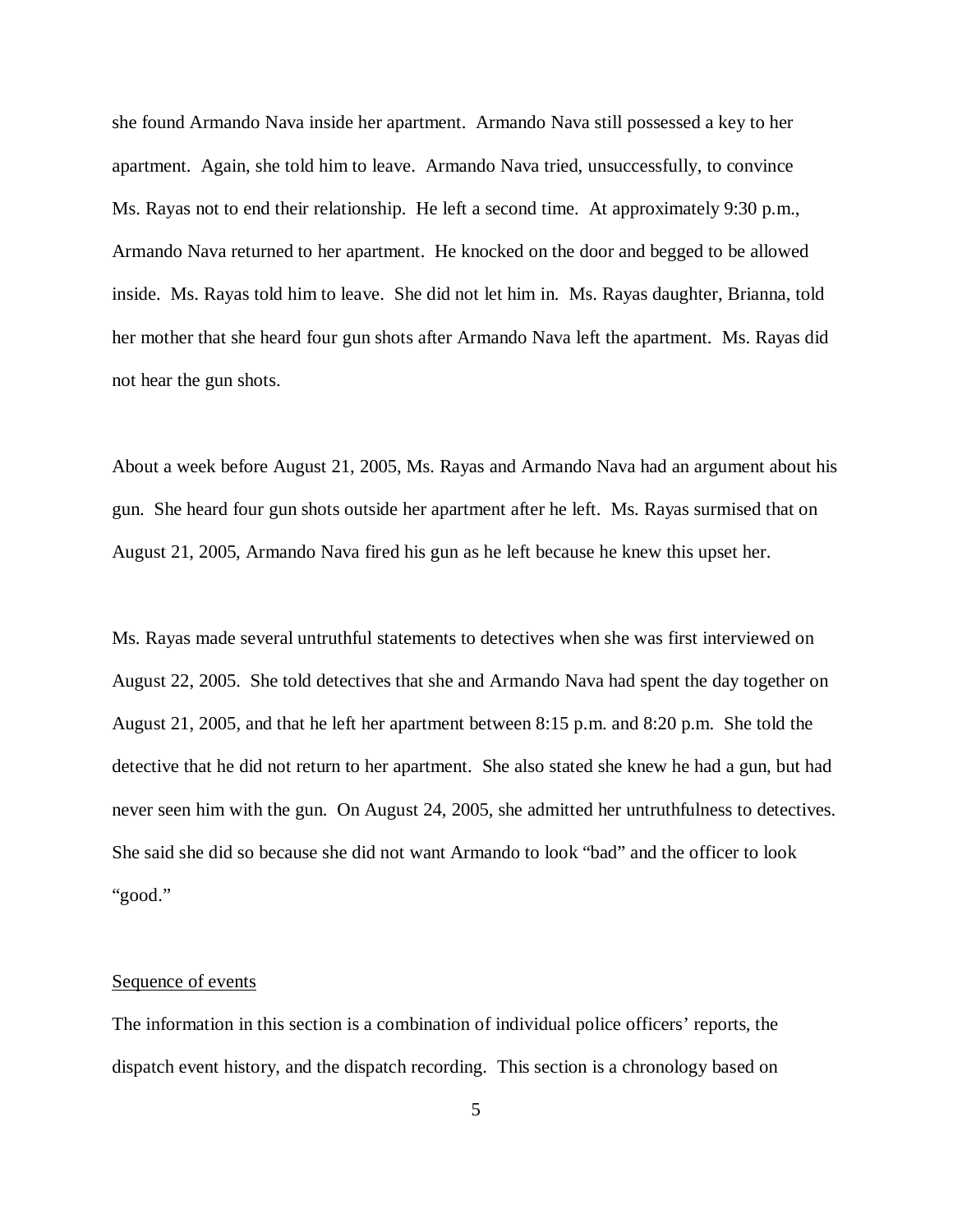she found Armando Nava inside her apartment. Armando Nava still possessed a key to her apartment. Again, she told him to leave. Armando Nava tried, unsuccessfully, to convince Ms. Rayas not to end their relationship. He left a second time. At approximately 9:30 p.m., Armando Nava returned to her apartment. He knocked on the door and begged to be allowed inside. Ms. Rayas told him to leave. She did not let him in. Ms. Rayas daughter, Brianna, told her mother that she heard four gun shots after Armando Nava left the apartment. Ms. Rayas did not hear the gun shots.

About a week before August 21, 2005, Ms. Rayas and Armando Nava had an argument about his gun. She heard four gun shots outside her apartment after he left. Ms. Rayas surmised that on August 21, 2005, Armando Nava fired his gun as he left because he knew this upset her.

Ms. Rayas made several untruthful statements to detectives when she was first interviewed on August 22, 2005. She told detectives that she and Armando Nava had spent the day together on August 21, 2005, and that he left her apartment between 8:15 p.m. and 8:20 p.m. She told the detective that he did not return to her apartment. She also stated she knew he had a gun, but had never seen him with the gun. On August 24, 2005, she admitted her untruthfulness to detectives. She said she did so because she did not want Armando to look "bad" and the officer to look "good."

<u>Sequence of events</u>

The information in this section is a combination of individual police officers' reports, the dispatch event history, and the dispatch recording. This section is a chronology based on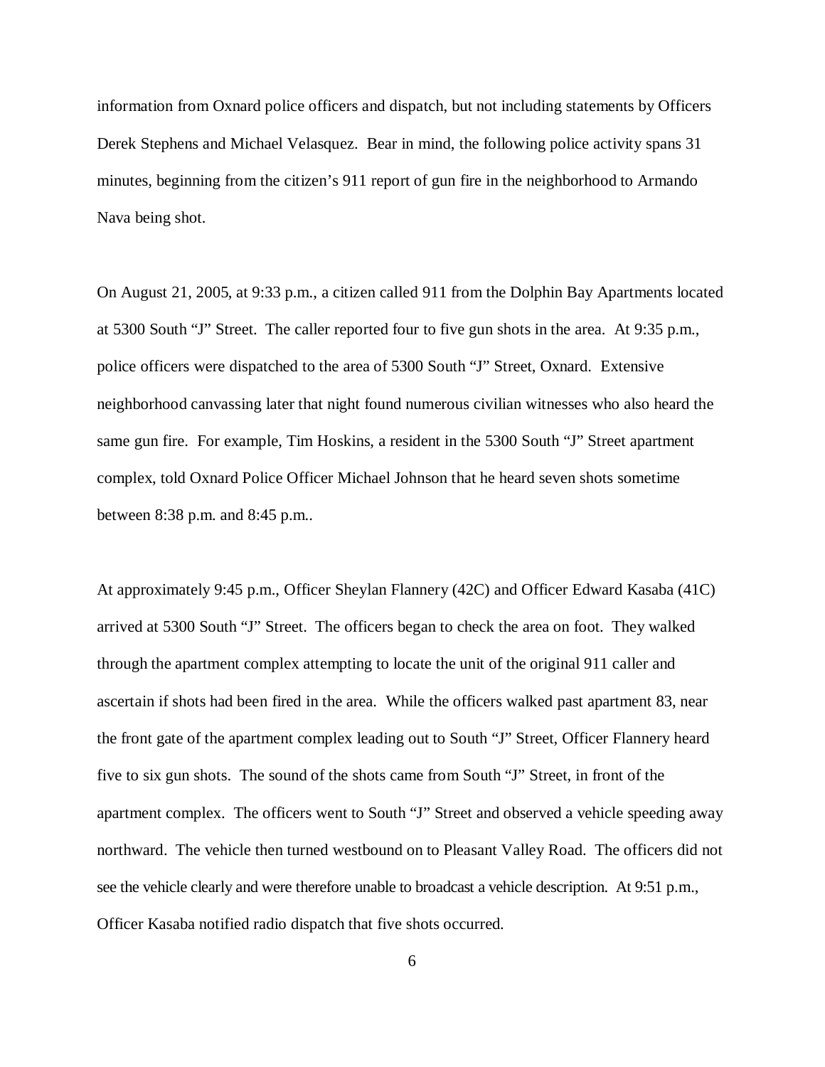information from Oxnard police officers and dispatch, but not including statements by Officers Derek Stephens and Michael Velasquez. Bear in mind, the following police activity spans 31 minutes, beginning from the citizen's 911 report of gun fire in the neighborhood to Armando Nava being shot.

On August 21, 2005, at 9:33 p.m., a citizen called 911 from the Dolphin Bay Apartments located at 5300 South "J" Street. The caller reported four to five gun shots in the area. At 9:35 p.m., police officers were dispatched to the area of 5300 South "J" Street, Oxnard. Extensive neighborhood canvassing later that night found numerous civilian witnesses who also heard the same gun fire. For example, Tim Hoskins, a resident in the 5300 South "J" Street apartment complex, told Oxnard Police Officer Michael Johnson that he heard seven shots sometime between 8:38 p.m. and 8:45 p.m..

At approximately 9:45 p.m., Officer Sheylan Flannery (42C) and Officer Edward Kasaba (41C) arrived at 5300 South "J" Street. The officers began to check the area on foot. They walked through the apartment complex attempting to locate the unit of the original 911 caller and ascertain if shots had been fired in the area. While the officers walked past apartment 83, near the front gate of the apartment complex leading out to South "J" Street, Officer Flannery heard five to six gun shots. The sound of the shots came from South "J" Street, in front of the apartment complex. The officers went to South "J" Street and observed a vehicle speeding away northward. The vehicle then turned westbound on to Pleasant Valley Road. The officers did not see the vehicle clearly and were therefore unable to broadcast a vehicle description. At 9:51 p.m., Officer Kasaba notified radio dispatch that five shots occurred.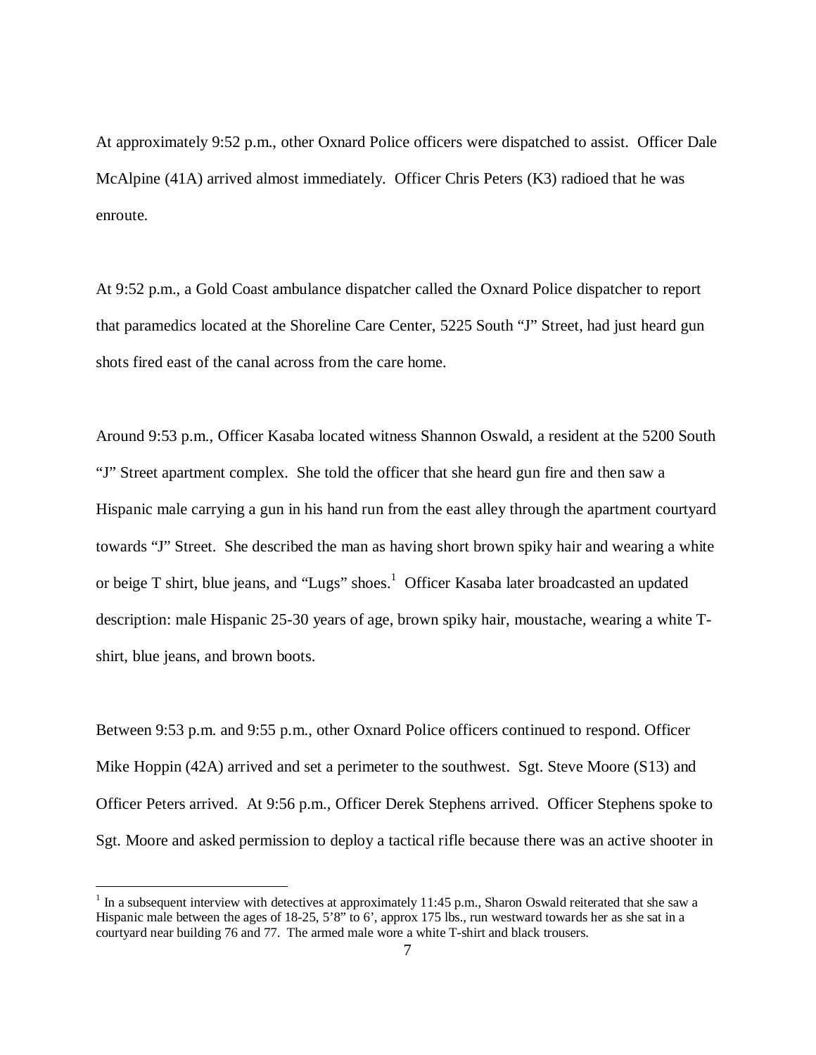At approximately 9:52 p.m., other Oxnard Police officers were dispatched to assist. Officer Dale McAlpine (41A) arrived almost immediately. Officer Chris Peters (K3) radioed that he was enroute.

At 9:52 p.m., a Gold Coast ambulance dispatcher called the Oxnard Police dispatcher to report that paramedics located at the Shoreline Care Center, 5225 South "J" Street, had just heard gun shots fired east of the canal across from the care home.

Around 9:53 p.m., Officer Kasaba located witness Shannon Oswald, a resident at the 5200 South "J" Street apartment complex. She told the officer that she heard gun fire and then saw a Hispanic male carrying a gun in his hand run from the east alley through the apartment courtyard towards "J" Street. She described the man as having short brown spiky hair and wearing a white or beige T shirt, blue jeans, and "Lugs" shoes.[1] Officer Kasaba later broadcasted an updated description: male Hispanic 25-30 years of age, brown spiky hair, moustache, wearing a white T-shirt, blue jeans, and brown boots.

Between 9:53 p.m. and 9:55 p.m., other Oxnard Police officers continued to respond. Officer Mike Hoppin (42A) arrived and set a perimeter to the southwest. Sgt. Steve Moore (S13) and Officer Peters arrived. At 9:56 p.m., Officer Derek Stephens arrived. Officer Stephens spoke to Sgt. Moore and asked permission to deploy a tactical rifle because there was an active shooter in

---

[1] In a subsequent interview with detectives at approximately 11:45 p.m., Sharon Oswald reiterated that she saw a Hispanic male between the ages of 18-25, 5'8" to 6', approx 175 lbs., run westward towards her as she sat in a courtyard near building 76 and 77. The armed male wore a white T-shirt and black trousers.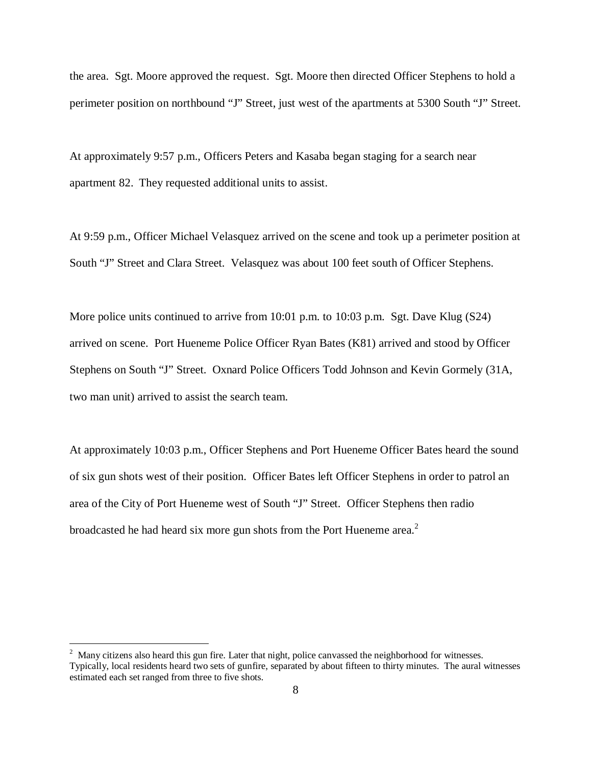the area. Sgt. Moore approved the request. Sgt. Moore then directed Officer Stephens to hold a perimeter position on northbound "J" Street, just west of the apartments at 5300 South "J" Street.

At approximately 9:57 p.m., Officers Peters and Kasaba began staging for a search near apartment 82. They requested additional units to assist.

At 9:59 p.m., Officer Michael Velasquez arrived on the scene and took up a perimeter position at South "J" Street and Clara Street. Velasquez was about 100 feet south of Officer Stephens.

More police units continued to arrive from 10:01 p.m. to 10:03 p.m. Sgt. Dave Klug (S24) arrived on scene. Port Hueneme Police Officer Ryan Bates (K81) arrived and stood by Officer Stephens on South "J" Street. Oxnard Police Officers Todd Johnson and Kevin Gormely (31A, two man unit) arrived to assist the search team.

At approximately 10:03 p.m., Officer Stephens and Port Hueneme Officer Bates heard the sound of six gun shots west of their position. Officer Bates left Officer Stephens in order to patrol an area of the City of Port Hueneme west of South "J" Street. Officer Stephens then radio broadcasted he had heard six more gun shots from the Port Hueneme area.[2]

---

[2] Many citizens also heard this gun fire. Later that night, police canvassed the neighborhood for witnesses. Typically, local residents heard two sets of gunfire, separated by about fifteen to thirty minutes. The aural witnesses estimated each set ranged from three to five shots.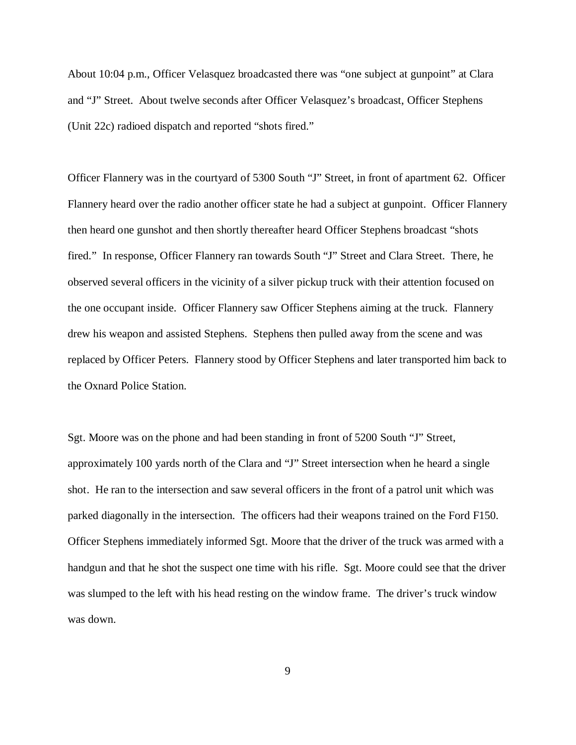About 10:04 p.m., Officer Velasquez broadcasted there was “one subject at gunpoint” at Clara and “J” Street. About twelve seconds after Officer Velasquez’s broadcast, Officer Stephens (Unit 22c) radioed dispatch and reported “shots fired.”

Officer Flannery was in the courtyard of 5300 South “J” Street, in front of apartment 62. Officer Flannery heard over the radio another officer state he had a subject at gunpoint. Officer Flannery then heard one gunshot and then shortly thereafter heard Officer Stephens broadcast “shots fired.” In response, Officer Flannery ran towards South “J” Street and Clara Street. There, he observed several officers in the vicinity of a silver pickup truck with their attention focused on the one occupant inside. Officer Flannery saw Officer Stephens aiming at the truck. Flannery drew his weapon and assisted Stephens. Stephens then pulled away from the scene and was replaced by Officer Peters. Flannery stood by Officer Stephens and later transported him back to the Oxnard Police Station.

Sgt. Moore was on the phone and had been standing in front of 5200 South “J” Street, approximately 100 yards north of the Clara and “J” Street intersection when he heard a single shot. He ran to the intersection and saw several officers in the front of a patrol unit which was parked diagonally in the intersection. The officers had their weapons trained on the Ford F150. Officer Stephens immediately informed Sgt. Moore that the driver of the truck was armed with a handgun and that he shot the suspect one time with his rifle. Sgt. Moore could see that the driver was slumped to the left with his head resting on the window frame. The driver’s truck window was down.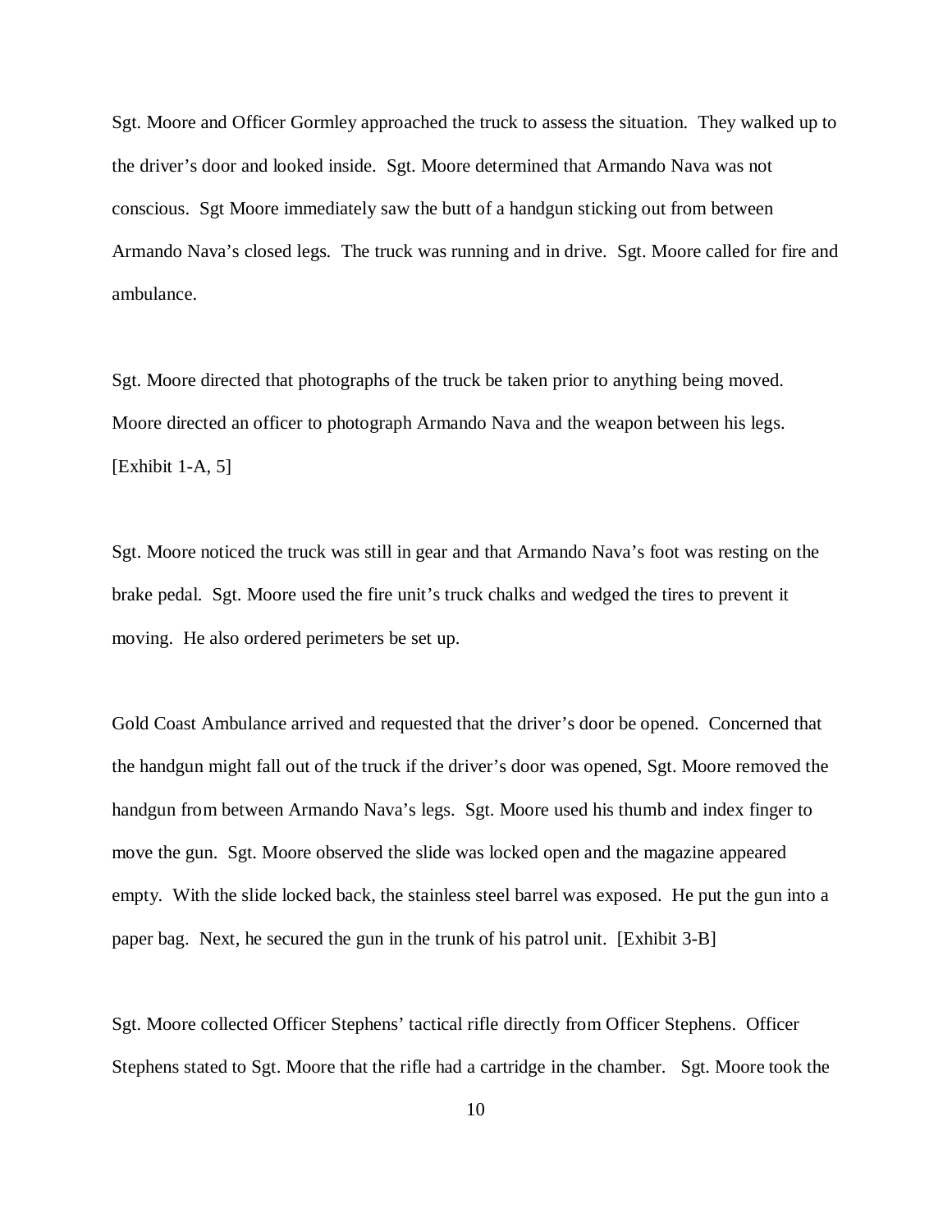Sgt. Moore and Officer Gormley approached the truck to assess the situation. They walked up to the driver's door and looked inside. Sgt. Moore determined that Armando Nava was not conscious. Sgt Moore immediately saw the butt of a handgun sticking out from between Armando Nava's closed legs. The truck was running and in drive. Sgt. Moore called for fire and ambulance.

Sgt. Moore directed that photographs of the truck be taken prior to anything being moved. Moore directed an officer to photograph Armando Nava and the weapon between his legs. [Exhibit 1-A, 5]

Sgt. Moore noticed the truck was still in gear and that Armando Nava's foot was resting on the brake pedal. Sgt. Moore used the fire unit's truck chalks and wedged the tires to prevent it moving. He also ordered perimeters be set up.

Gold Coast Ambulance arrived and requested that the driver's door be opened. Concerned that the handgun might fall out of the truck if the driver's door was opened, Sgt. Moore removed the handgun from between Armando Nava's legs. Sgt. Moore used his thumb and index finger to move the gun. Sgt. Moore observed the slide was locked open and the magazine appeared empty. With the slide locked back, the stainless steel barrel was exposed. He put the gun into a paper bag. Next, he secured the gun in the trunk of his patrol unit. [Exhibit 3-B]

Sgt. Moore collected Officer Stephens' tactical rifle directly from Officer Stephens. Officer Stephens stated to Sgt. Moore that the rifle had a cartridge in the chamber. Sgt. Moore took the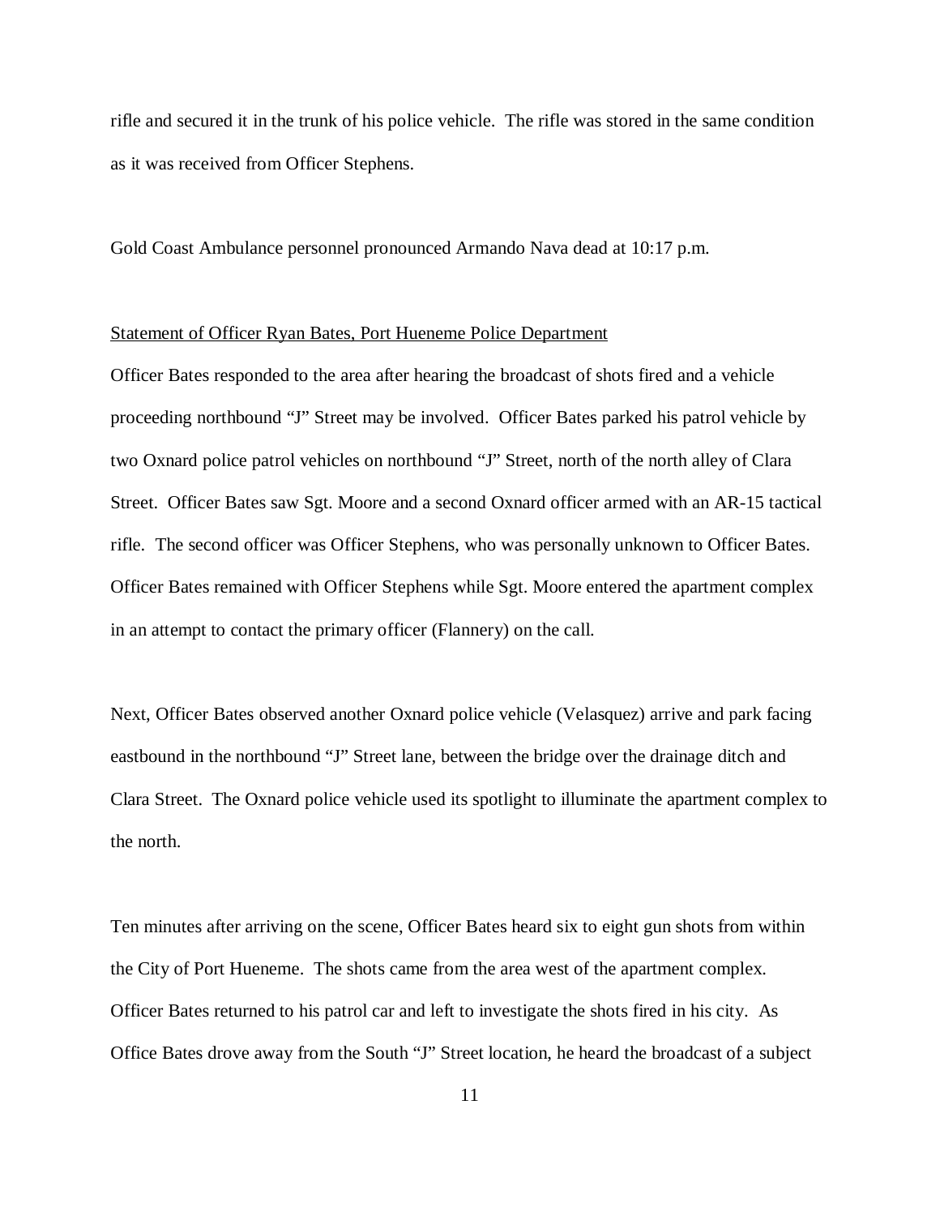rifle and secured it in the trunk of his police vehicle. The rifle was stored in the same condition as it was received from Officer Stephens.

Gold Coast Ambulance personnel pronounced Armando Nava dead at 10:17 p.m.

<u>Statement of Officer Ryan Bates, Port Hueneme Police Department</u>

Officer Bates responded to the area after hearing the broadcast of shots fired and a vehicle proceeding northbound "J" Street may be involved. Officer Bates parked his patrol vehicle by two Oxnard police patrol vehicles on northbound "J" Street, north of the north alley of Clara Street. Officer Bates saw Sgt. Moore and a second Oxnard officer armed with an AR-15 tactical rifle. The second officer was Officer Stephens, who was personally unknown to Officer Bates. Officer Bates remained with Officer Stephens while Sgt. Moore entered the apartment complex in an attempt to contact the primary officer (Flannery) on the call.

Next, Officer Bates observed another Oxnard police vehicle (Velasquez) arrive and park facing eastbound in the northbound "J" Street lane, between the bridge over the drainage ditch and Clara Street. The Oxnard police vehicle used its spotlight to illuminate the apartment complex to the north.

Ten minutes after arriving on the scene, Officer Bates heard six to eight gun shots from within the City of Port Hueneme. The shots came from the area west of the apartment complex. Officer Bates returned to his patrol car and left to investigate the shots fired in his city. As Office Bates drove away from the South "J" Street location, he heard the broadcast of a subject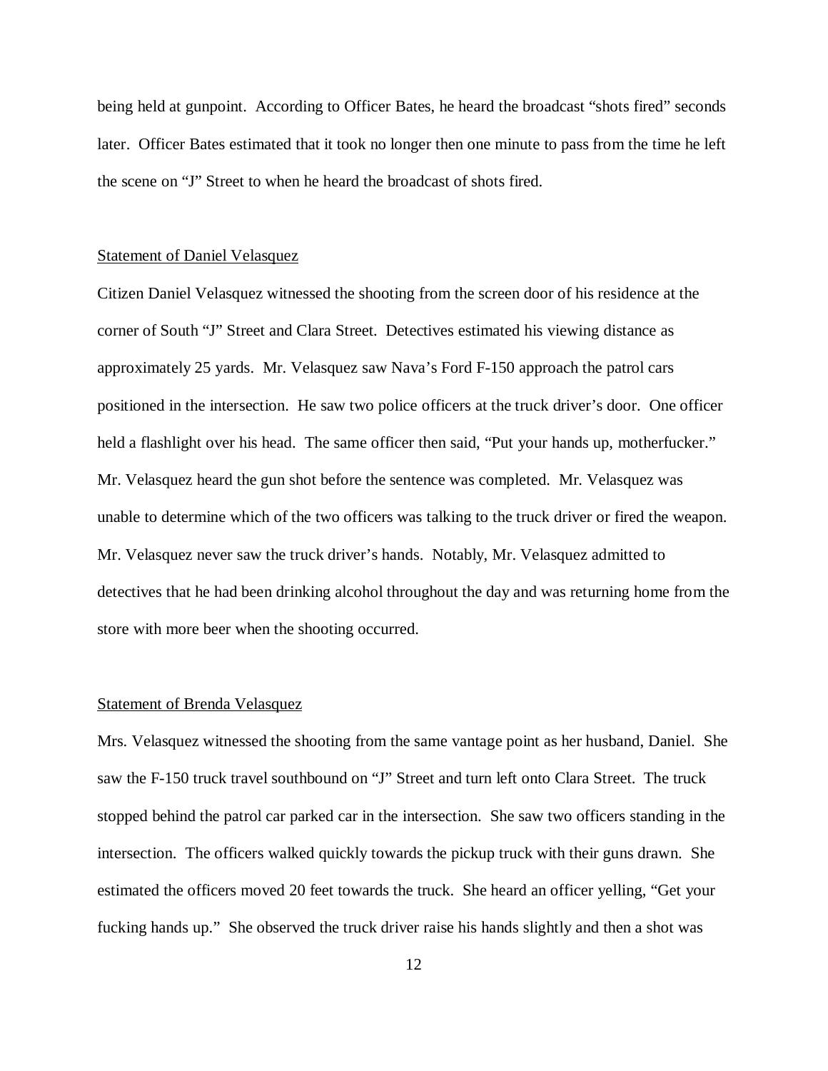being held at gunpoint. According to Officer Bates, he heard the broadcast "shots fired" seconds later. Officer Bates estimated that it took no longer then one minute to pass from the time he left the scene on "J" Street to when he heard the broadcast of shots fired.

Statement of Daniel Velasquez

Citizen Daniel Velasquez witnessed the shooting from the screen door of his residence at the corner of South "J" Street and Clara Street. Detectives estimated his viewing distance as approximately 25 yards. Mr. Velasquez saw Nava's Ford F-150 approach the patrol cars positioned in the intersection. He saw two police officers at the truck driver's door. One officer held a flashlight over his head. The same officer then said, "Put your hands up, motherfucker." Mr. Velasquez heard the gun shot before the sentence was completed. Mr. Velasquez was unable to determine which of the two officers was talking to the truck driver or fired the weapon. Mr. Velasquez never saw the truck driver's hands. Notably, Mr. Velasquez admitted to detectives that he had been drinking alcohol throughout the day and was returning home from the store with more beer when the shooting occurred.

Statement of Brenda Velasquez

Mrs. Velasquez witnessed the shooting from the same vantage point as her husband, Daniel. She saw the F-150 truck travel southbound on "J" Street and turn left onto Clara Street. The truck stopped behind the patrol car parked car in the intersection. She saw two officers standing in the intersection. The officers walked quickly towards the pickup truck with their guns drawn. She estimated the officers moved 20 feet towards the truck. She heard an officer yelling, "Get your fucking hands up." She observed the truck driver raise his hands slightly and then a shot was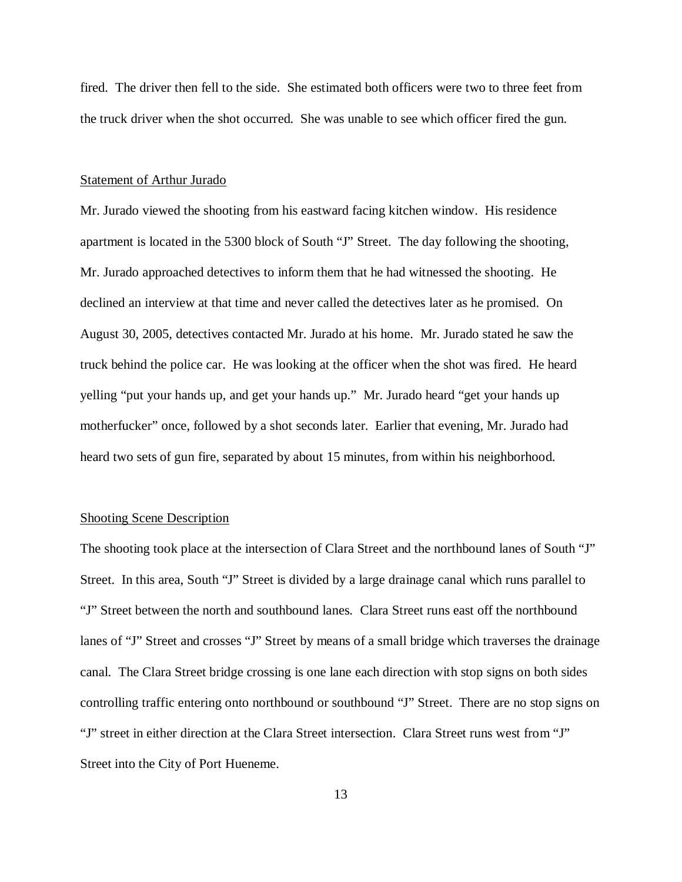fired. The driver then fell to the side. She estimated both officers were two to three feet from the truck driver when the shot occurred. She was unable to see which officer fired the gun.

Statement of Arthur Jurado

Mr. Jurado viewed the shooting from his eastward facing kitchen window. His residence apartment is located in the 5300 block of South "J" Street. The day following the shooting, Mr. Jurado approached detectives to inform them that he had witnessed the shooting. He declined an interview at that time and never called the detectives later as he promised. On August 30, 2005, detectives contacted Mr. Jurado at his home. Mr. Jurado stated he saw the truck behind the police car. He was looking at the officer when the shot was fired. He heard yelling "put your hands up, and get your hands up." Mr. Jurado heard "get your hands up motherfucker" once, followed by a shot seconds later. Earlier that evening, Mr. Jurado had heard two sets of gun fire, separated by about 15 minutes, from within his neighborhood.

Shooting Scene Description

The shooting took place at the intersection of Clara Street and the northbound lanes of South "J" Street. In this area, South "J" Street is divided by a large drainage canal which runs parallel to "J" Street between the north and southbound lanes. Clara Street runs east off the northbound lanes of "J" Street and crosses "J" Street by means of a small bridge which traverses the drainage canal. The Clara Street bridge crossing is one lane each direction with stop signs on both sides controlling traffic entering onto northbound or southbound "J" Street. There are no stop signs on "J" street in either direction at the Clara Street intersection. Clara Street runs west from "J" Street into the City of Port Hueneme.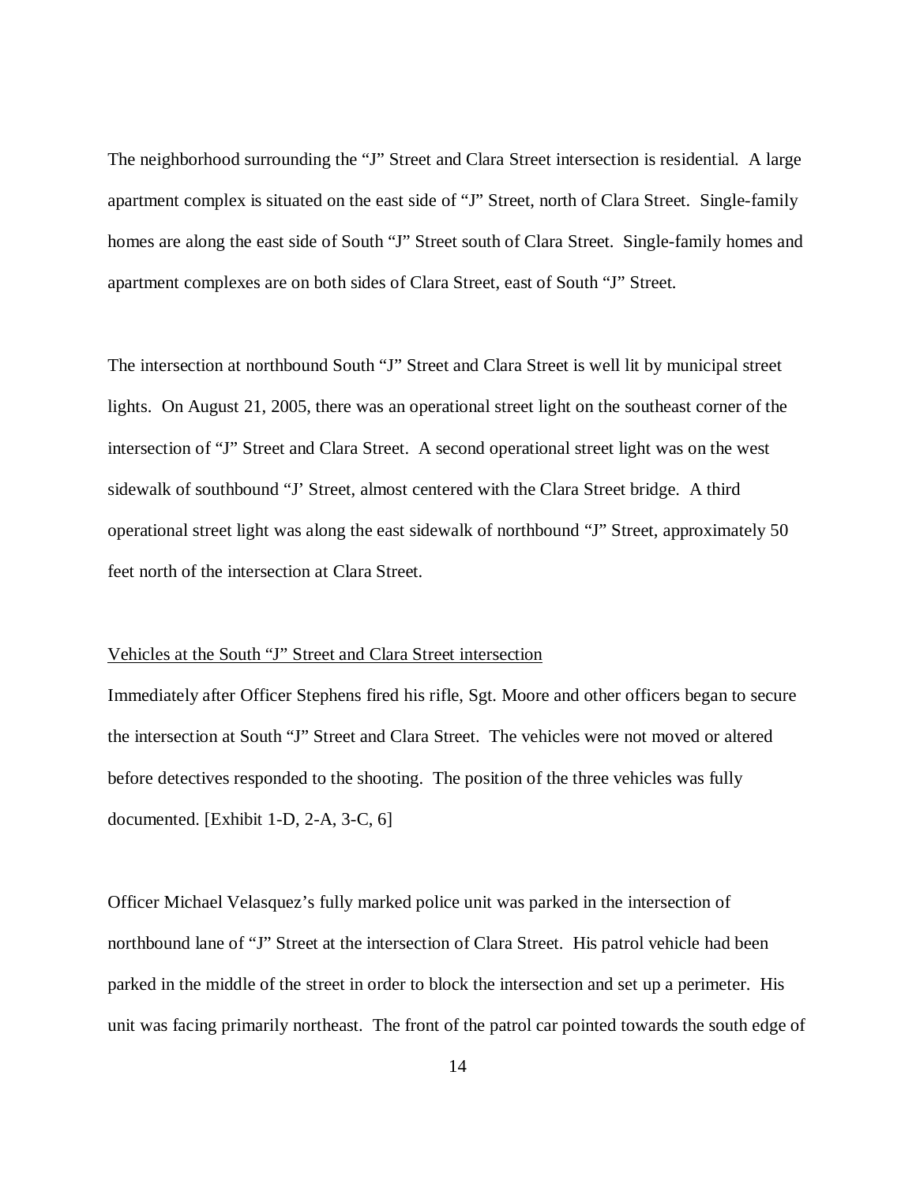The neighborhood surrounding the "J" Street and Clara Street intersection is residential. A large apartment complex is situated on the east side of "J" Street, north of Clara Street. Single-family homes are along the east side of South "J" Street south of Clara Street. Single-family homes and apartment complexes are on both sides of Clara Street, east of South "J" Street.

The intersection at northbound South "J" Street and Clara Street is well lit by municipal street lights. On August 21, 2005, there was an operational street light on the southeast corner of the intersection of "J" Street and Clara Street. A second operational street light was on the west sidewalk of southbound "J' Street, almost centered with the Clara Street bridge. A third operational street light was along the east sidewalk of northbound "J" Street, approximately 50 feet north of the intersection at Clara Street.

<u>Vehicles at the South "J" Street and Clara Street intersection</u>

Immediately after Officer Stephens fired his rifle, Sgt. Moore and other officers began to secure the intersection at South "J" Street and Clara Street. The vehicles were not moved or altered before detectives responded to the shooting. The position of the three vehicles was fully documented. [Exhibit 1-D, 2-A, 3-C, 6]

Officer Michael Velasquez's fully marked police unit was parked in the intersection of northbound lane of "J" Street at the intersection of Clara Street. His patrol vehicle had been parked in the middle of the street in order to block the intersection and set up a perimeter. His unit was facing primarily northeast. The front of the patrol car pointed towards the south edge of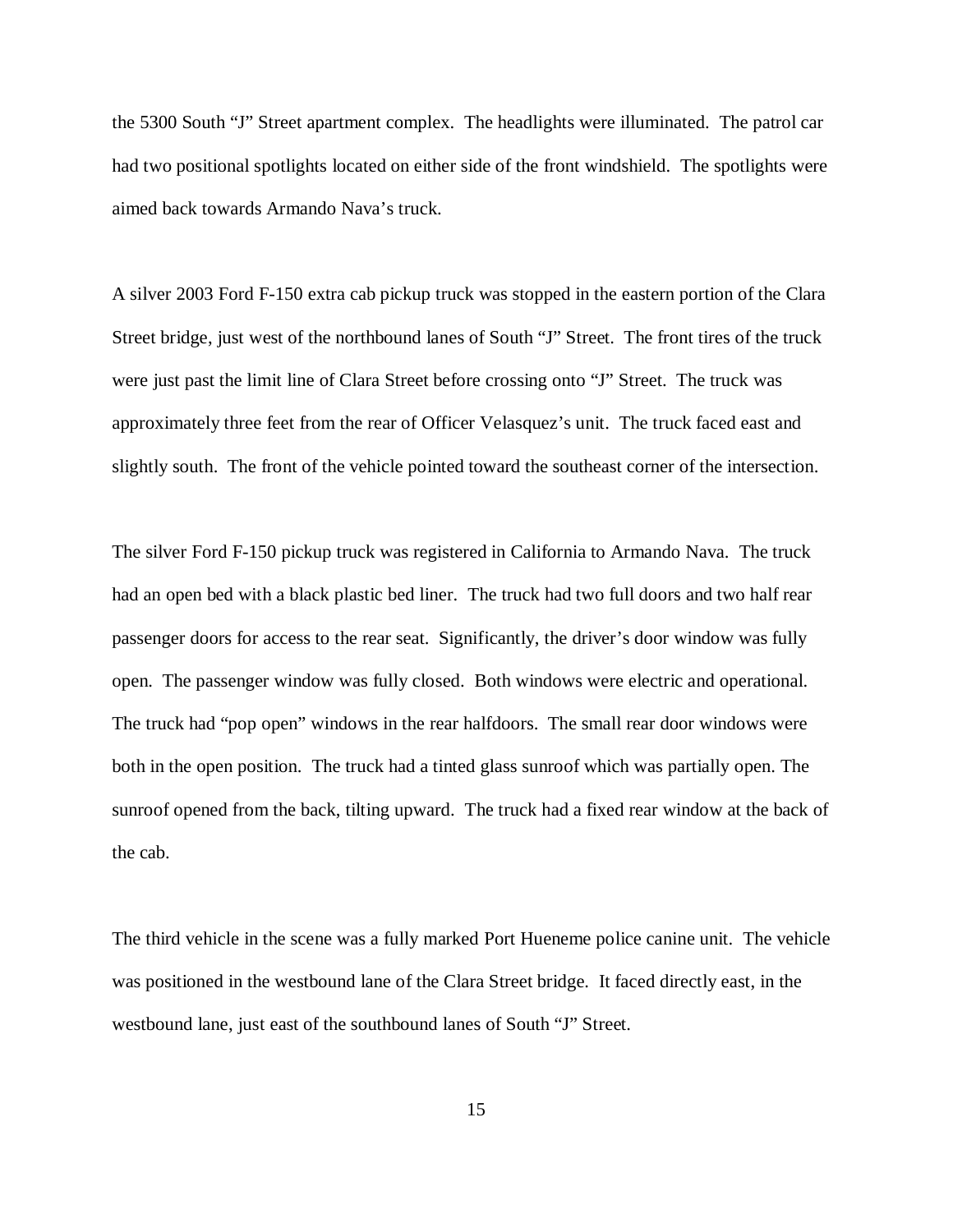the 5300 South "J" Street apartment complex. The headlights were illuminated. The patrol car had two positional spotlights located on either side of the front windshield. The spotlights were aimed back towards Armando Nava's truck.

A silver 2003 Ford F-150 extra cab pickup truck was stopped in the eastern portion of the Clara Street bridge, just west of the northbound lanes of South "J" Street. The front tires of the truck were just past the limit line of Clara Street before crossing onto "J" Street. The truck was approximately three feet from the rear of Officer Velasquez's unit. The truck faced east and slightly south. The front of the vehicle pointed toward the southeast corner of the intersection.

The silver Ford F-150 pickup truck was registered in California to Armando Nava. The truck had an open bed with a black plastic bed liner. The truck had two full doors and two half rear passenger doors for access to the rear seat. Significantly, the driver's door window was fully open. The passenger window was fully closed. Both windows were electric and operational. The truck had "pop open" windows in the rear halfdoors. The small rear door windows were both in the open position. The truck had a tinted glass sunroof which was partially open. The sunroof opened from the back, tilting upward. The truck had a fixed rear window at the back of the cab.

The third vehicle in the scene was a fully marked Port Hueneme police canine unit. The vehicle was positioned in the westbound lane of the Clara Street bridge. It faced directly east, in the westbound lane, just east of the southbound lanes of South "J" Street.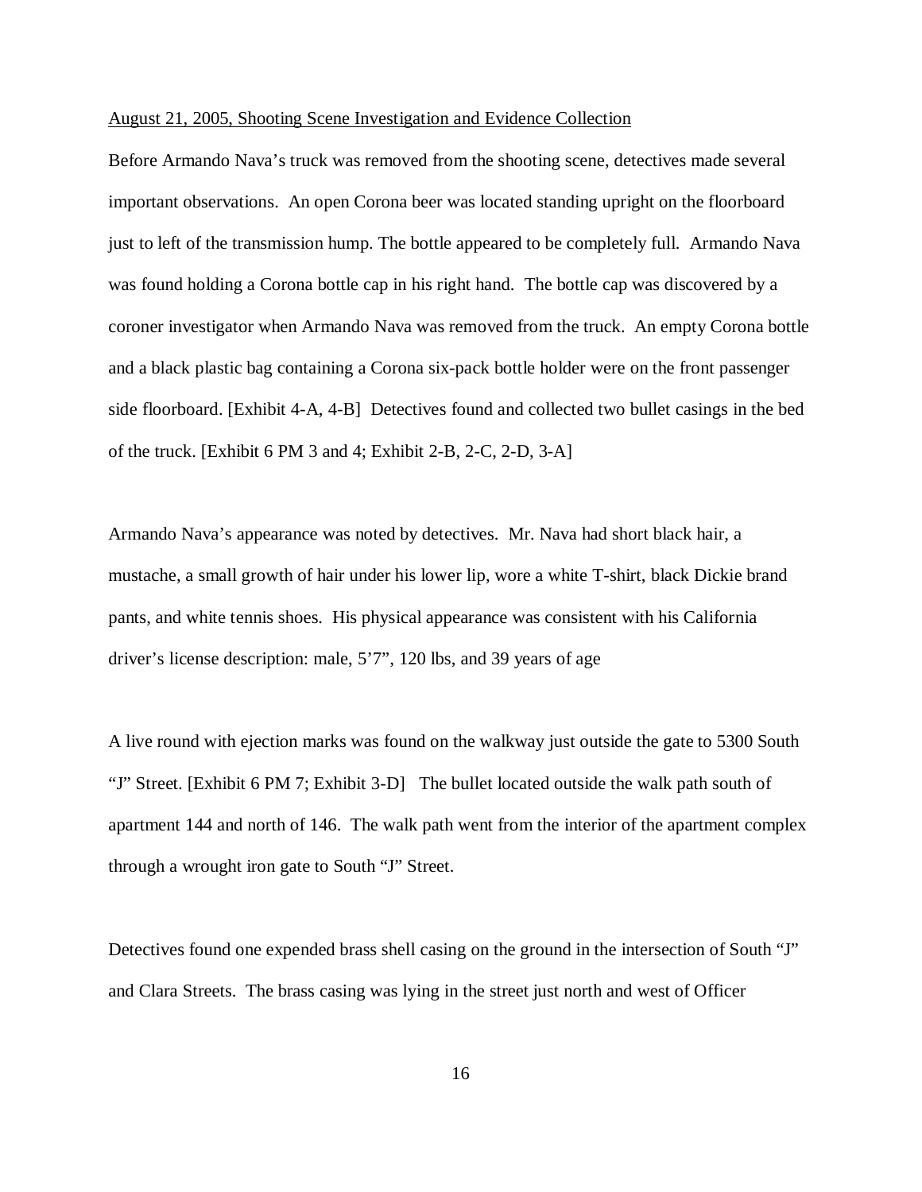<u>August 21, 2005, Shooting Scene Investigation and Evidence Collection</u>

Before Armando Nava's truck was removed from the shooting scene, detectives made several important observations. An open Corona beer was located standing upright on the floorboard just to left of the transmission hump. The bottle appeared to be completely full. Armando Nava was found holding a Corona bottle cap in his right hand. The bottle cap was discovered by a coroner investigator when Armando Nava was removed from the truck. An empty Corona bottle and a black plastic bag containing a Corona six-pack bottle holder were on the front passenger side floorboard. [Exhibit 4-A, 4-B] Detectives found and collected two bullet casings in the bed of the truck. [Exhibit 6 PM 3 and 4; Exhibit 2-B, 2-C, 2-D, 3-A]

Armando Nava's appearance was noted by detectives. Mr. Nava had short black hair, a mustache, a small growth of hair under his lower lip, wore a white T-shirt, black Dickie brand pants, and white tennis shoes. His physical appearance was consistent with his California driver's license description: male, 5'7", 120 lbs, and 39 years of age

A live round with ejection marks was found on the walkway just outside the gate to 5300 South "J" Street. [Exhibit 6 PM 7; Exhibit 3-D] The bullet located outside the walk path south of apartment 144 and north of 146. The walk path went from the interior of the apartment complex through a wrought iron gate to South "J" Street.

Detectives found one expended brass shell casing on the ground in the intersection of South "J" and Clara Streets. The brass casing was lying in the street just north and west of Officer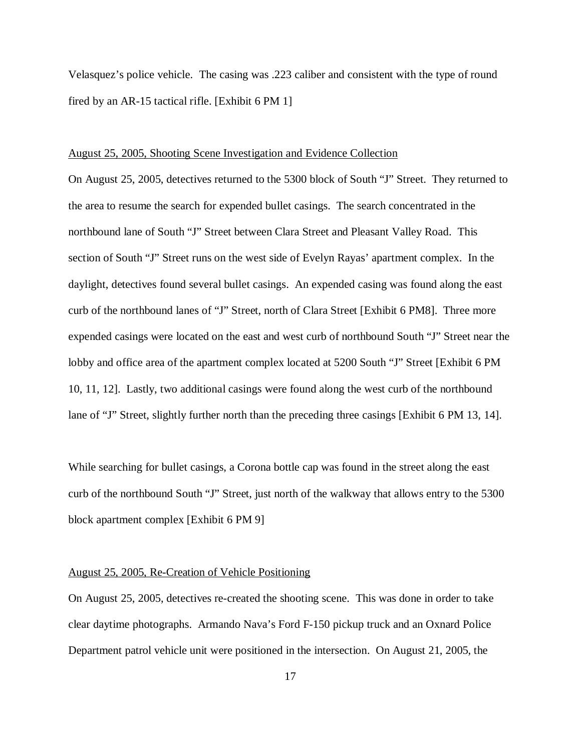Velasquez's police vehicle. The casing was .223 caliber and consistent with the type of round fired by an AR-15 tactical rifle. [Exhibit 6 PM 1]

<u>August 25, 2005, Shooting Scene Investigation and Evidence Collection</u>

On August 25, 2005, detectives returned to the 5300 block of South "J" Street. They returned to the area to resume the search for expended bullet casings. The search concentrated in the northbound lane of South "J" Street between Clara Street and Pleasant Valley Road. This section of South "J" Street runs on the west side of Evelyn Rayas' apartment complex. In the daylight, detectives found several bullet casings. An expended casing was found along the east curb of the northbound lanes of "J" Street, north of Clara Street [Exhibit 6 PM8]. Three more expended casings were located on the east and west curb of northbound South "J" Street near the lobby and office area of the apartment complex located at 5200 South "J" Street [Exhibit 6 PM 10, 11, 12]. Lastly, two additional casings were found along the west curb of the northbound lane of "J" Street, slightly further north than the preceding three casings [Exhibit 6 PM 13, 14].

While searching for bullet casings, a Corona bottle cap was found in the street along the east curb of the northbound South "J" Street, just north of the walkway that allows entry to the 5300 block apartment complex [Exhibit 6 PM 9]

<u>August 25, 2005, Re-Creation of Vehicle Positioning</u>

On August 25, 2005, detectives re-created the shooting scene. This was done in order to take clear daytime photographs. Armando Nava's Ford F-150 pickup truck and an Oxnard Police Department patrol vehicle unit were positioned in the intersection. On August 21, 2005, the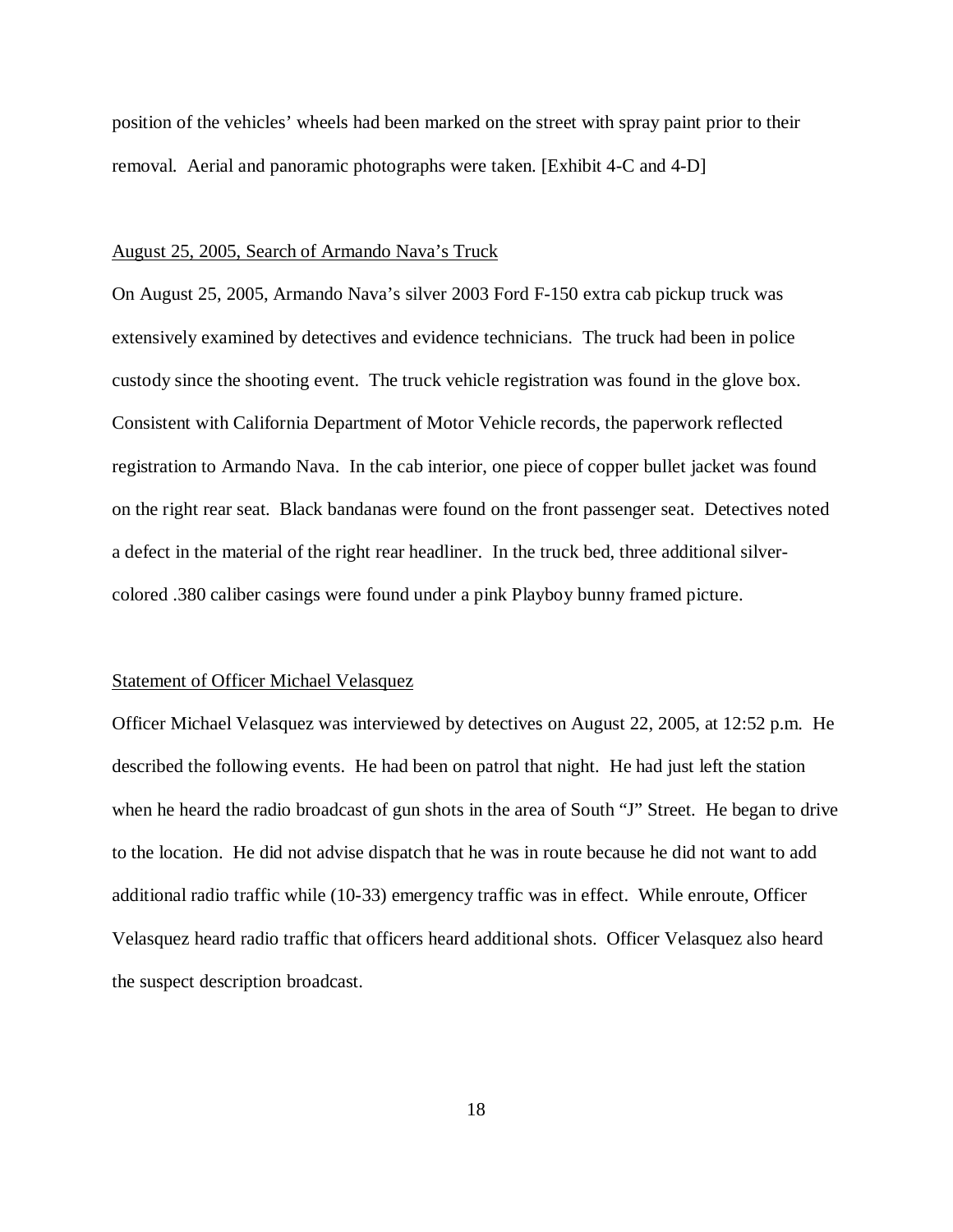position of the vehicles' wheels had been marked on the street with spray paint prior to their removal. Aerial and panoramic photographs were taken. [Exhibit 4-C and 4-D]

<u>August 25, 2005, Search of Armando Nava's Truck</u>

On August 25, 2005, Armando Nava's silver 2003 Ford F-150 extra cab pickup truck was extensively examined by detectives and evidence technicians. The truck had been in police custody since the shooting event. The truck vehicle registration was found in the glove box. Consistent with California Department of Motor Vehicle records, the paperwork reflected registration to Armando Nava. In the cab interior, one piece of copper bullet jacket was found on the right rear seat. Black bandanas were found on the front passenger seat. Detectives noted a defect in the material of the right rear headliner. In the truck bed, three additional silver-colored .380 caliber casings were found under a pink Playboy bunny framed picture.

<u>Statement of Officer Michael Velasquez</u>

Officer Michael Velasquez was interviewed by detectives on August 22, 2005, at 12:52 p.m. He described the following events. He had been on patrol that night. He had just left the station when he heard the radio broadcast of gun shots in the area of South "J" Street. He began to drive to the location. He did not advise dispatch that he was in route because he did not want to add additional radio traffic while (10-33) emergency traffic was in effect. While enroute, Officer Velasquez heard radio traffic that officers heard additional shots. Officer Velasquez also heard the suspect description broadcast.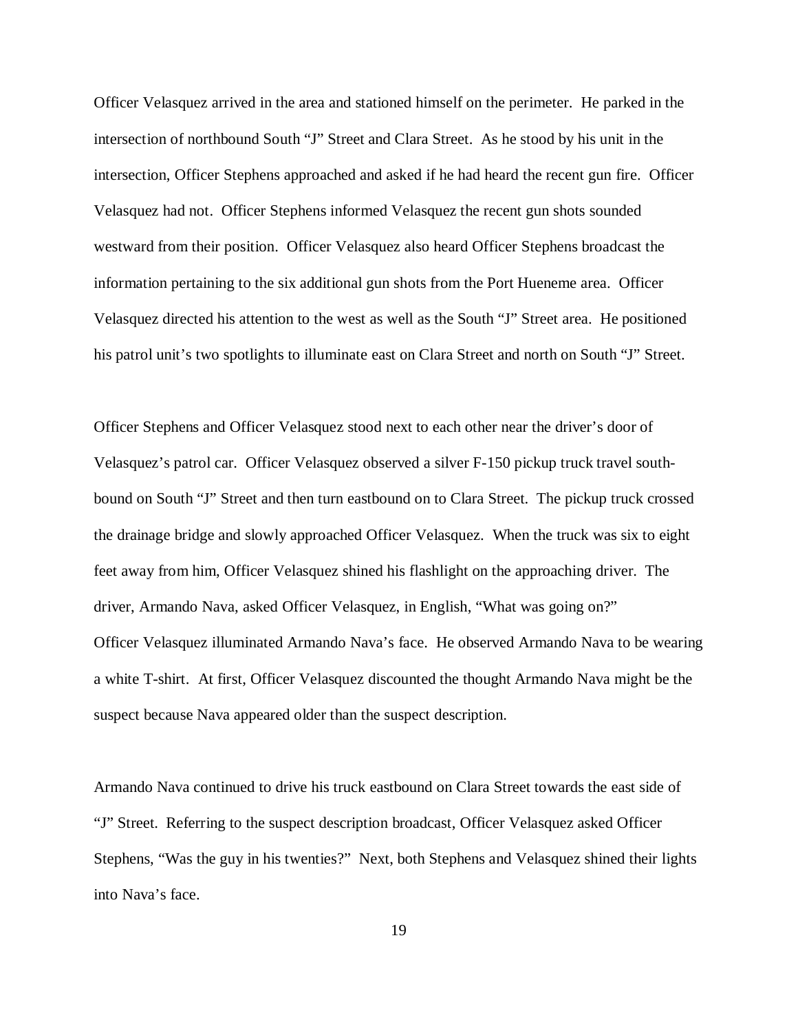Officer Velasquez arrived in the area and stationed himself on the perimeter. He parked in the intersection of northbound South "J" Street and Clara Street. As he stood by his unit in the intersection, Officer Stephens approached and asked if he had heard the recent gun fire. Officer Velasquez had not. Officer Stephens informed Velasquez the recent gun shots sounded westward from their position. Officer Velasquez also heard Officer Stephens broadcast the information pertaining to the six additional gun shots from the Port Hueneme area. Officer Velasquez directed his attention to the west as well as the South "J" Street area. He positioned his patrol unit's two spotlights to illuminate east on Clara Street and north on South "J" Street.

Officer Stephens and Officer Velasquez stood next to each other near the driver's door of Velasquez's patrol car. Officer Velasquez observed a silver F-150 pickup truck travel south-bound on South "J" Street and then turn eastbound on to Clara Street. The pickup truck crossed the drainage bridge and slowly approached Officer Velasquez. When the truck was six to eight feet away from him, Officer Velasquez shined his flashlight on the approaching driver. The driver, Armando Nava, asked Officer Velasquez, in English, "What was going on?" Officer Velasquez illuminated Armando Nava's face. He observed Armando Nava to be wearing a white T-shirt. At first, Officer Velasquez discounted the thought Armando Nava might be the suspect because Nava appeared older than the suspect description.

Armando Nava continued to drive his truck eastbound on Clara Street towards the east side of "J" Street. Referring to the suspect description broadcast, Officer Velasquez asked Officer Stephens, "Was the guy in his twenties?" Next, both Stephens and Velasquez shined their lights into Nava's face.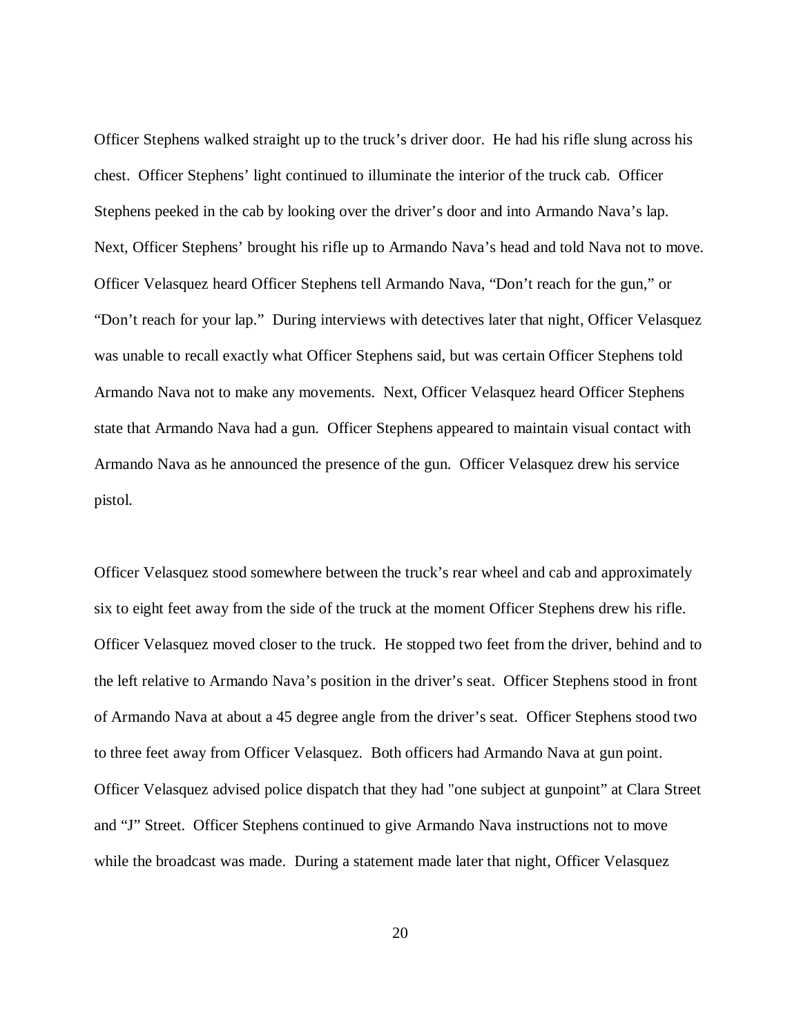Officer Stephens walked straight up to the truck's driver door. He had his rifle slung across his chest. Officer Stephens' light continued to illuminate the interior of the truck cab. Officer Stephens peeked in the cab by looking over the driver's door and into Armando Nava's lap. Next, Officer Stephens' brought his rifle up to Armando Nava's head and told Nava not to move. Officer Velasquez heard Officer Stephens tell Armando Nava, "Don't reach for the gun," or "Don't reach for your lap." During interviews with detectives later that night, Officer Velasquez was unable to recall exactly what Officer Stephens said, but was certain Officer Stephens told Armando Nava not to make any movements. Next, Officer Velasquez heard Officer Stephens state that Armando Nava had a gun. Officer Stephens appeared to maintain visual contact with Armando Nava as he announced the presence of the gun. Officer Velasquez drew his service pistol.

Officer Velasquez stood somewhere between the truck's rear wheel and cab and approximately six to eight feet away from the side of the truck at the moment Officer Stephens drew his rifle. Officer Velasquez moved closer to the truck. He stopped two feet from the driver, behind and to the left relative to Armando Nava's position in the driver's seat. Officer Stephens stood in front of Armando Nava at about a 45 degree angle from the driver's seat. Officer Stephens stood two to three feet away from Officer Velasquez. Both officers had Armando Nava at gun point. Officer Velasquez advised police dispatch that they had "one subject at gunpoint" at Clara Street and "J" Street. Officer Stephens continued to give Armando Nava instructions not to move while the broadcast was made. During a statement made later that night, Officer Velasquez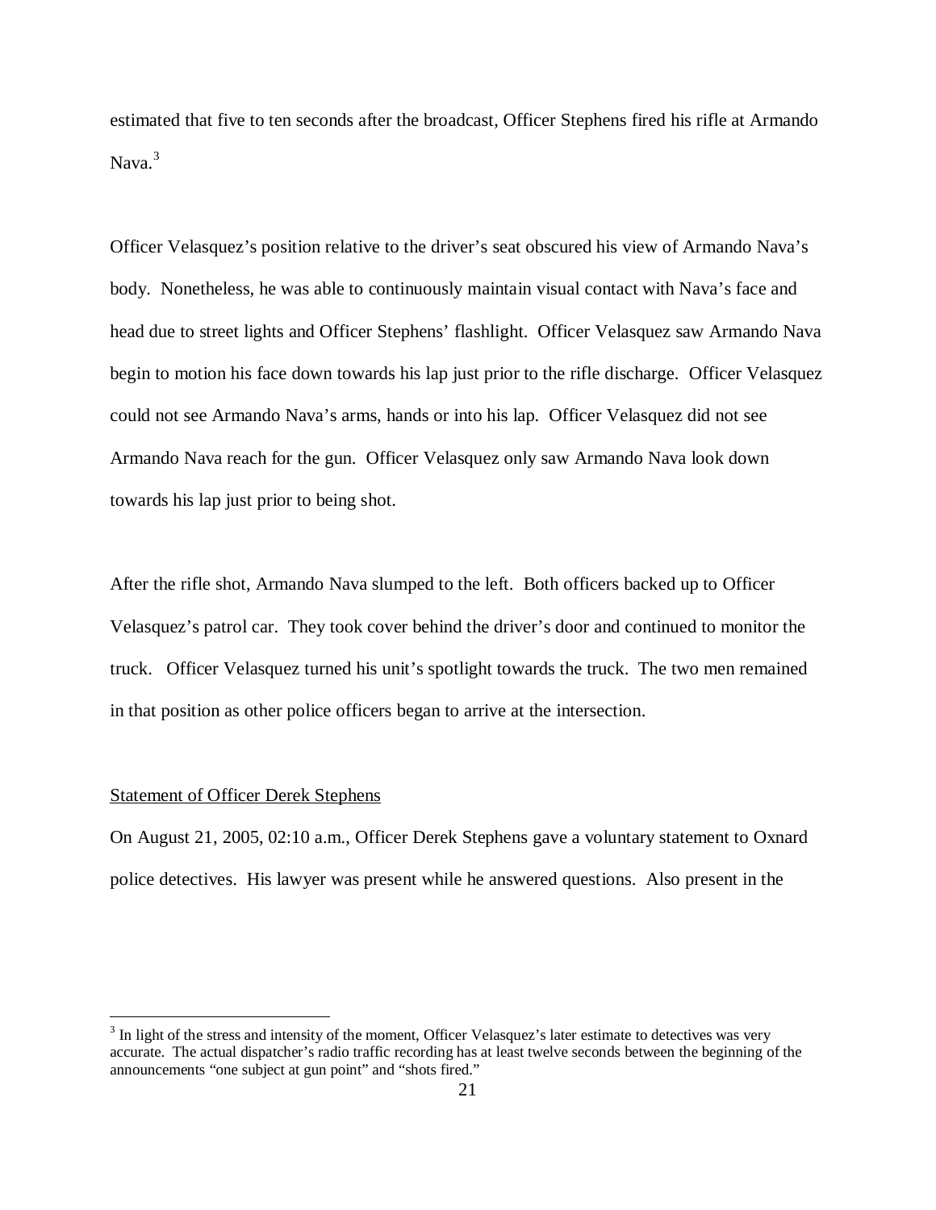estimated that five to ten seconds after the broadcast, Officer Stephens fired his rifle at Armando Nava.[3]

Officer Velasquez's position relative to the driver's seat obscured his view of Armando Nava's body. Nonetheless, he was able to continuously maintain visual contact with Nava's face and head due to street lights and Officer Stephens' flashlight. Officer Velasquez saw Armando Nava begin to motion his face down towards his lap just prior to the rifle discharge. Officer Velasquez could not see Armando Nava's arms, hands or into his lap. Officer Velasquez did not see Armando Nava reach for the gun. Officer Velasquez only saw Armando Nava look down towards his lap just prior to being shot.

After the rifle shot, Armando Nava slumped to the left. Both officers backed up to Officer Velasquez's patrol car. They took cover behind the driver's door and continued to monitor the truck. Officer Velasquez turned his unit's spotlight towards the truck. The two men remained in that position as other police officers began to arrive at the intersection.

<u>Statement of Officer Derek Stephens</u>

On August 21, 2005, 02:10 a.m., Officer Derek Stephens gave a voluntary statement to Oxnard police detectives. His lawyer was present while he answered questions. Also present in the

---

[3] In light of the stress and intensity of the moment, Officer Velasquez's later estimate to detectives was very accurate. The actual dispatcher's radio traffic recording has at least twelve seconds between the beginning of the announcements "one subject at gun point" and "shots fired."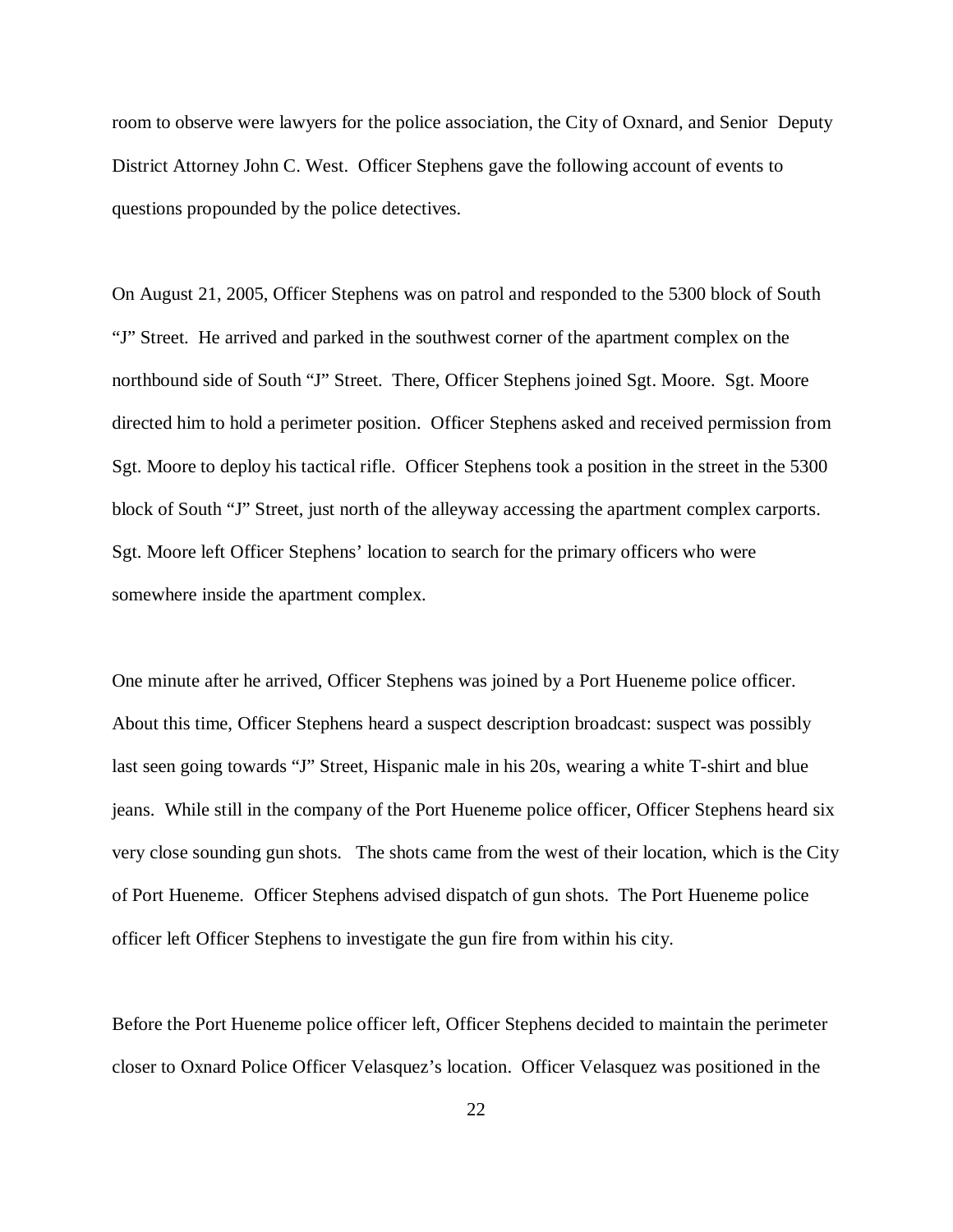room to observe were lawyers for the police association, the City of Oxnard, and Senior Deputy District Attorney John C. West. Officer Stephens gave the following account of events to questions propounded by the police detectives.

On August 21, 2005, Officer Stephens was on patrol and responded to the 5300 block of South "J" Street. He arrived and parked in the southwest corner of the apartment complex on the northbound side of South "J" Street. There, Officer Stephens joined Sgt. Moore. Sgt. Moore directed him to hold a perimeter position. Officer Stephens asked and received permission from Sgt. Moore to deploy his tactical rifle. Officer Stephens took a position in the street in the 5300 block of South "J" Street, just north of the alleyway accessing the apartment complex carports. Sgt. Moore left Officer Stephens' location to search for the primary officers who were somewhere inside the apartment complex.

One minute after he arrived, Officer Stephens was joined by a Port Hueneme police officer. About this time, Officer Stephens heard a suspect description broadcast: suspect was possibly last seen going towards "J" Street, Hispanic male in his 20s, wearing a white T-shirt and blue jeans. While still in the company of the Port Hueneme police officer, Officer Stephens heard six very close sounding gun shots. The shots came from the west of their location, which is the City of Port Hueneme. Officer Stephens advised dispatch of gun shots. The Port Hueneme police officer left Officer Stephens to investigate the gun fire from within his city.

Before the Port Hueneme police officer left, Officer Stephens decided to maintain the perimeter closer to Oxnard Police Officer Velasquez's location. Officer Velasquez was positioned in the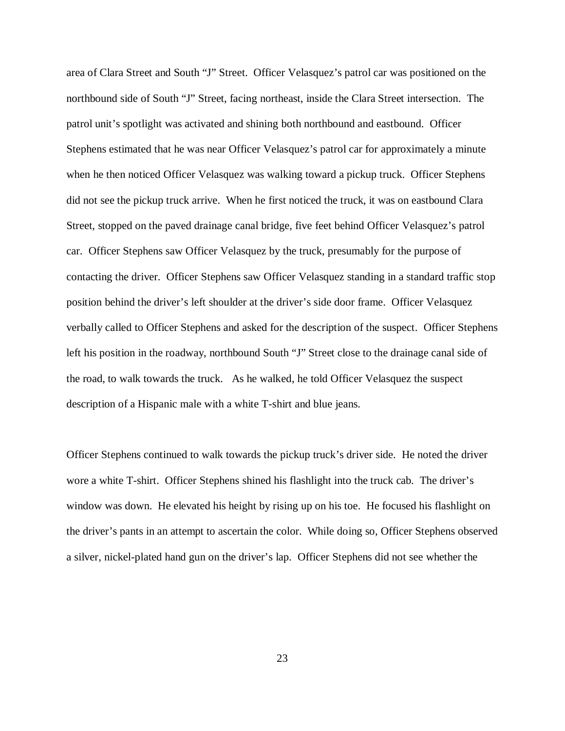area of Clara Street and South "J" Street. Officer Velasquez's patrol car was positioned on the northbound side of South "J" Street, facing northeast, inside the Clara Street intersection. The patrol unit's spotlight was activated and shining both northbound and eastbound. Officer Stephens estimated that he was near Officer Velasquez's patrol car for approximately a minute when he then noticed Officer Velasquez was walking toward a pickup truck. Officer Stephens did not see the pickup truck arrive. When he first noticed the truck, it was on eastbound Clara Street, stopped on the paved drainage canal bridge, five feet behind Officer Velasquez's patrol car. Officer Stephens saw Officer Velasquez by the truck, presumably for the purpose of contacting the driver. Officer Stephens saw Officer Velasquez standing in a standard traffic stop position behind the driver's left shoulder at the driver's side door frame. Officer Velasquez verbally called to Officer Stephens and asked for the description of the suspect. Officer Stephens left his position in the roadway, northbound South "J" Street close to the drainage canal side of the road, to walk towards the truck. As he walked, he told Officer Velasquez the suspect description of a Hispanic male with a white T-shirt and blue jeans.

Officer Stephens continued to walk towards the pickup truck's driver side. He noted the driver wore a white T-shirt. Officer Stephens shined his flashlight into the truck cab. The driver's window was down. He elevated his height by rising up on his toe. He focused his flashlight on the driver's pants in an attempt to ascertain the color. While doing so, Officer Stephens observed a silver, nickel-plated hand gun on the driver's lap. Officer Stephens did not see whether the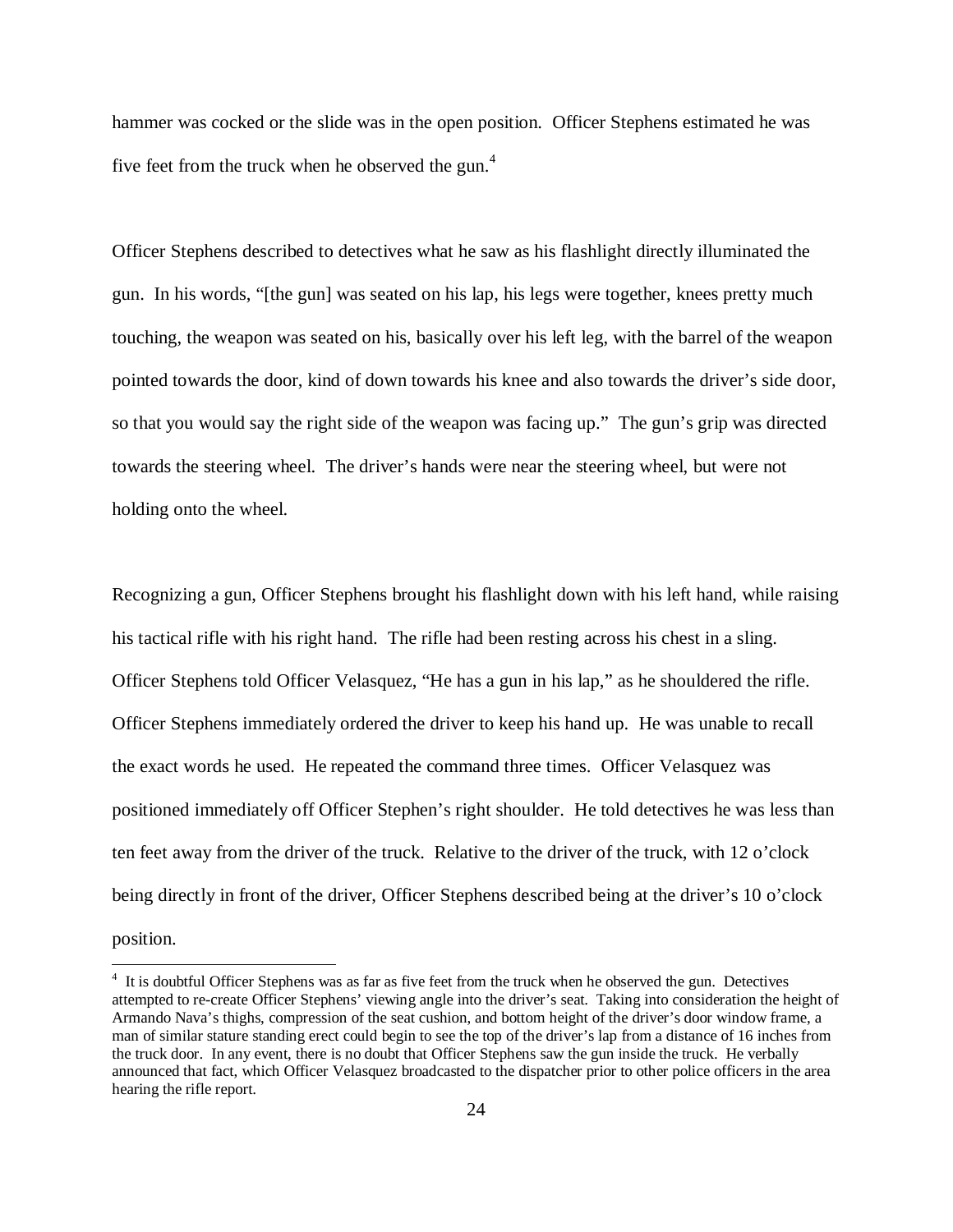hammer was cocked or the slide was in the open position. Officer Stephens estimated he was five feet from the truck when he observed the gun.[4]

Officer Stephens described to detectives what he saw as his flashlight directly illuminated the gun. In his words, "[the gun] was seated on his lap, his legs were together, knees pretty much touching, the weapon was seated on his, basically over his left leg, with the barrel of the weapon pointed towards the door, kind of down towards his knee and also towards the driver's side door, so that you would say the right side of the weapon was facing up." The gun's grip was directed towards the steering wheel. The driver's hands were near the steering wheel, but were not holding onto the wheel.

Recognizing a gun, Officer Stephens brought his flashlight down with his left hand, while raising his tactical rifle with his right hand. The rifle had been resting across his chest in a sling. Officer Stephens told Officer Velasquez, "He has a gun in his lap," as he shouldered the rifle. Officer Stephens immediately ordered the driver to keep his hand up. He was unable to recall the exact words he used. He repeated the command three times. Officer Velasquez was positioned immediately off Officer Stephen's right shoulder. He told detectives he was less than ten feet away from the driver of the truck. Relative to the driver of the truck, with 12 o'clock being directly in front of the driver, Officer Stephens described being at the driver's 10 o'clock position.

[4] It is doubtful Officer Stephens was as far as five feet from the truck when he observed the gun. Detectives attempted to re-create Officer Stephens' viewing angle into the driver's seat. Taking into consideration the height of Armando Nava's thighs, compression of the seat cushion, and bottom height of the driver's door window frame, a man of similar stature standing erect could begin to see the top of the driver's lap from a distance of 16 inches from the truck door. In any event, there is no doubt that Officer Stephens saw the gun inside the truck. He verbally announced that fact, which Officer Velasquez broadcasted to the dispatcher prior to other police officers in the area hearing the rifle report.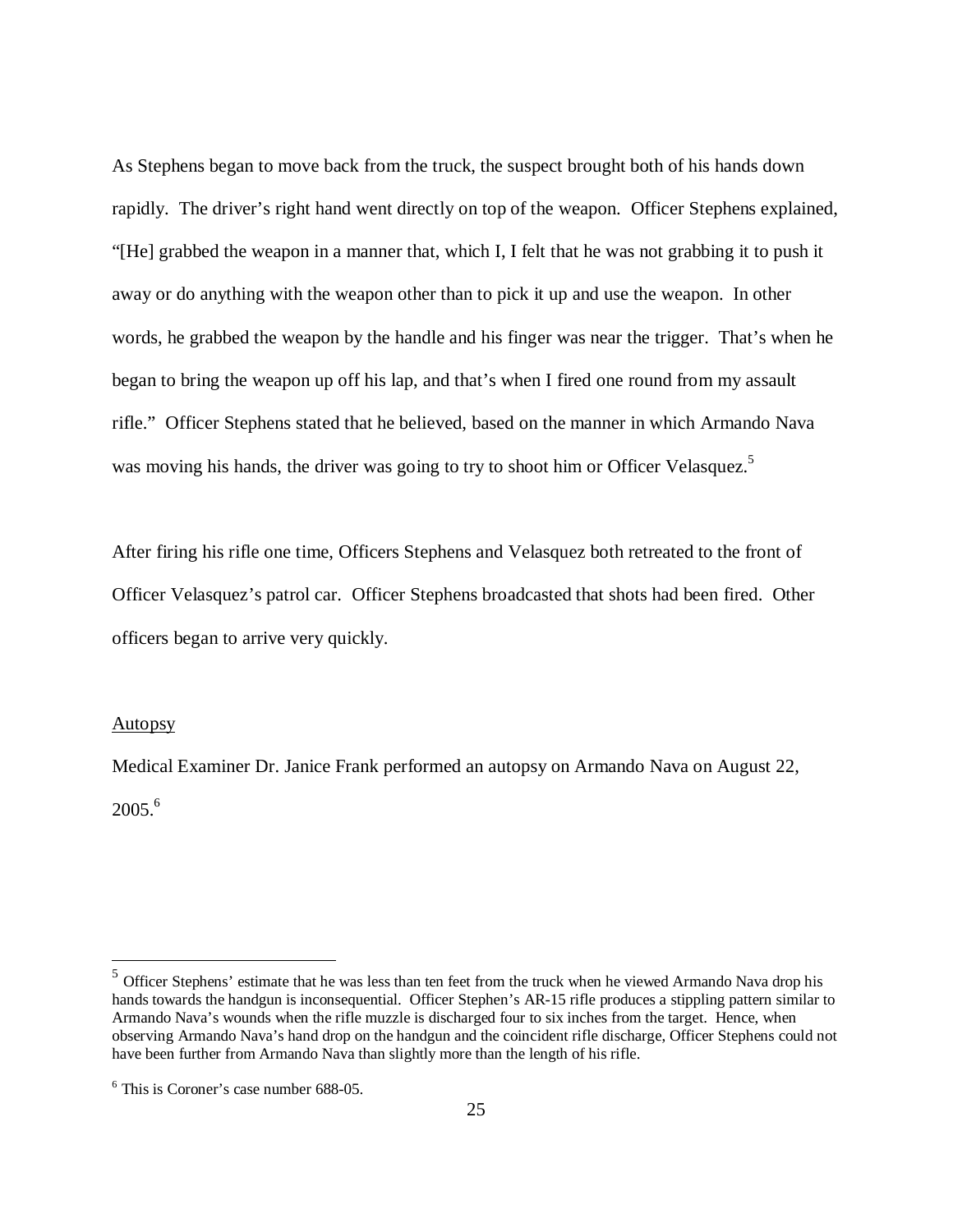As Stephens began to move back from the truck, the suspect brought both of his hands down rapidly. The driver's right hand went directly on top of the weapon. Officer Stephens explained, "[He] grabbed the weapon in a manner that, which I, I felt that he was not grabbing it to push it away or do anything with the weapon other than to pick it up and use the weapon. In other words, he grabbed the weapon by the handle and his finger was near the trigger. That's when he began to bring the weapon up off his lap, and that's when I fired one round from my assault rifle." Officer Stephens stated that he believed, based on the manner in which Armando Nava was moving his hands, the driver was going to try to shoot him or Officer Velasquez.[5]

After firing his rifle one time, Officers Stephens and Velasquez both retreated to the front of Officer Velasquez's patrol car. Officer Stephens broadcasted that shots had been fired. Other officers began to arrive very quickly.

<u>Autopsy</u>

Medical Examiner Dr. Janice Frank performed an autopsy on Armando Nava on August 22, 2005.[6]

---

[5] Officer Stephens' estimate that he was less than ten feet from the truck when he viewed Armando Nava drop his hands towards the handgun is inconsequential. Officer Stephen's AR-15 rifle produces a stippling pattern similar to Armando Nava's wounds when the rifle muzzle is discharged four to six inches from the target. Hence, when observing Armando Nava's hand drop on the handgun and the coincident rifle discharge, Officer Stephens could not have been further from Armando Nava than slightly more than the length of his rifle.

[6] This is Coroner's case number 688-05.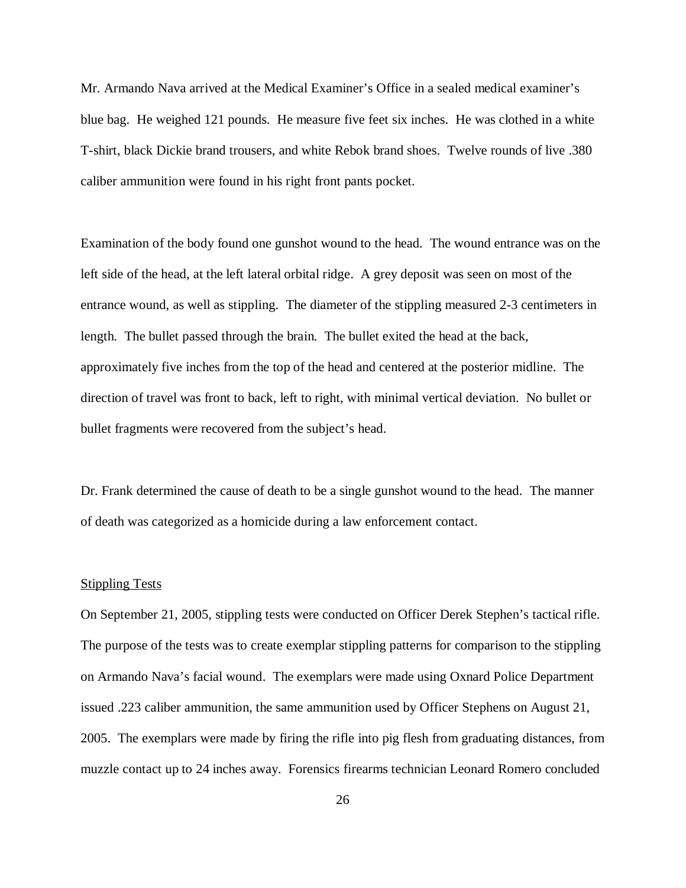Mr. Armando Nava arrived at the Medical Examiner's Office in a sealed medical examiner's blue bag. He weighed 121 pounds. He measure five feet six inches. He was clothed in a white T-shirt, black Dickie brand trousers, and white Rebok brand shoes. Twelve rounds of live .380 caliber ammunition were found in his right front pants pocket.

Examination of the body found one gunshot wound to the head. The wound entrance was on the left side of the head, at the left lateral orbital ridge. A grey deposit was seen on most of the entrance wound, as well as stippling. The diameter of the stippling measured 2-3 centimeters in length. The bullet passed through the brain. The bullet exited the head at the back, approximately five inches from the top of the head and centered at the posterior midline. The direction of travel was front to back, left to right, with minimal vertical deviation. No bullet or bullet fragments were recovered from the subject's head.

Dr. Frank determined the cause of death to be a single gunshot wound to the head. The manner of death was categorized as a homicide during a law enforcement contact.

<u>Stippling Tests</u>

On September 21, 2005, stippling tests were conducted on Officer Derek Stephen's tactical rifle. The purpose of the tests was to create exemplar stippling patterns for comparison to the stippling on Armando Nava's facial wound. The exemplars were made using Oxnard Police Department issued .223 caliber ammunition, the same ammunition used by Officer Stephens on August 21, 2005. The exemplars were made by firing the rifle into pig flesh from graduating distances, from muzzle contact up to 24 inches away. Forensics firearms technician Leonard Romero concluded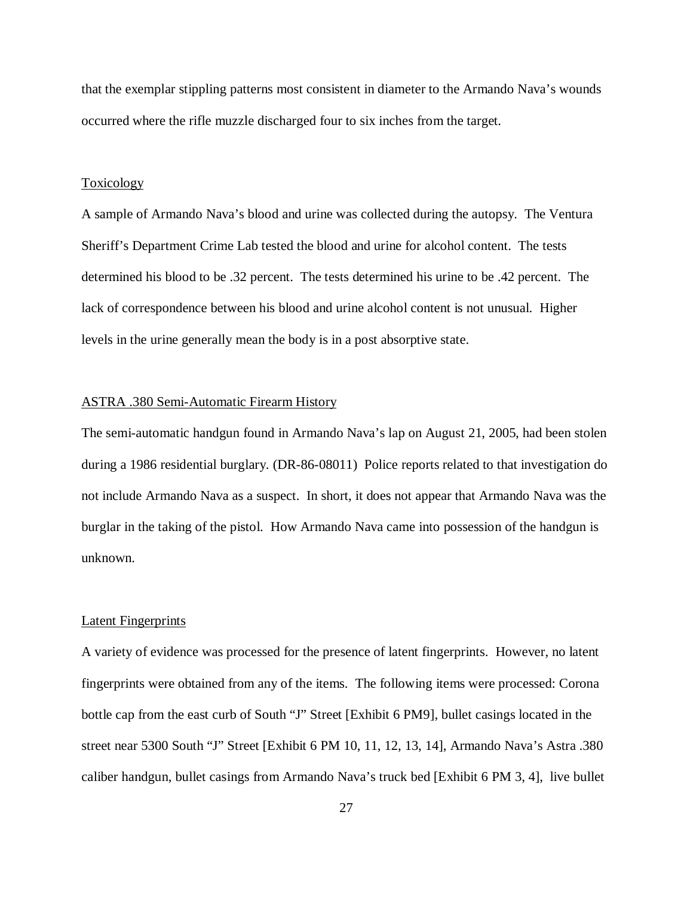that the exemplar stippling patterns most consistent in diameter to the Armando Nava's wounds occurred where the rifle muzzle discharged four to six inches from the target.

<u>Toxicology</u>

A sample of Armando Nava's blood and urine was collected during the autopsy. The Ventura Sheriff's Department Crime Lab tested the blood and urine for alcohol content. The tests determined his blood to be .32 percent. The tests determined his urine to be .42 percent. The lack of correspondence between his blood and urine alcohol content is not unusual. Higher levels in the urine generally mean the body is in a post absorptive state.

<u>ASTRA .380 Semi-Automatic Firearm History</u>

The semi-automatic handgun found in Armando Nava's lap on August 21, 2005, had been stolen during a 1986 residential burglary. (DR-86-08011) Police reports related to that investigation do not include Armando Nava as a suspect. In short, it does not appear that Armando Nava was the burglar in the taking of the pistol. How Armando Nava came into possession of the handgun is unknown.

<u>Latent Fingerprints</u>

A variety of evidence was processed for the presence of latent fingerprints. However, no latent fingerprints were obtained from any of the items. The following items were processed: Corona bottle cap from the east curb of South "J" Street [Exhibit 6 PM9], bullet casings located in the street near 5300 South "J" Street [Exhibit 6 PM 10, 11, 12, 13, 14], Armando Nava's Astra .380 caliber handgun, bullet casings from Armando Nava's truck bed [Exhibit 6 PM 3, 4], live bullet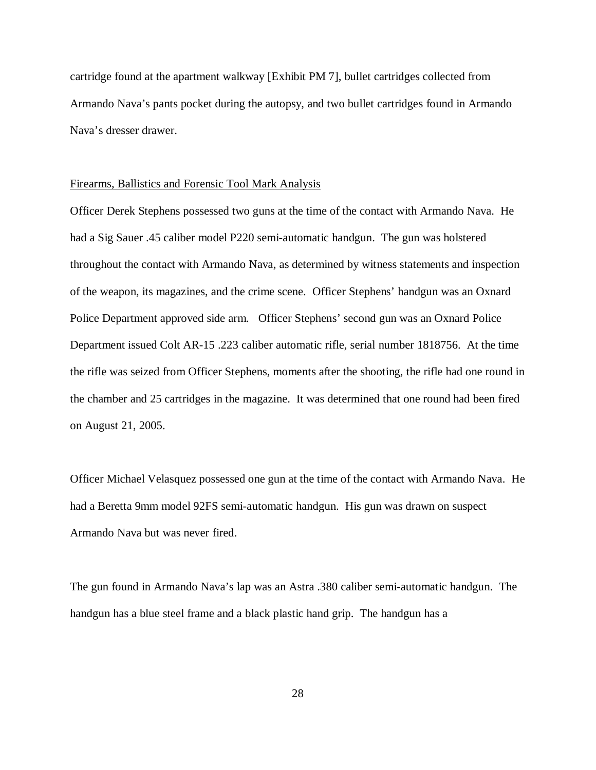cartridge found at the apartment walkway [Exhibit PM 7], bullet cartridges collected from Armando Nava's pants pocket during the autopsy, and two bullet cartridges found in Armando Nava's dresser drawer.

<u>Firearms, Ballistics and Forensic Tool Mark Analysis</u>

Officer Derek Stephens possessed two guns at the time of the contact with Armando Nava. He had a Sig Sauer .45 caliber model P220 semi-automatic handgun. The gun was holstered throughout the contact with Armando Nava, as determined by witness statements and inspection of the weapon, its magazines, and the crime scene. Officer Stephens' handgun was an Oxnard Police Department approved side arm. Officer Stephens' second gun was an Oxnard Police Department issued Colt AR-15 .223 caliber automatic rifle, serial number 1818756. At the time the rifle was seized from Officer Stephens, moments after the shooting, the rifle had one round in the chamber and 25 cartridges in the magazine. It was determined that one round had been fired on August 21, 2005.

Officer Michael Velasquez possessed one gun at the time of the contact with Armando Nava. He had a Beretta 9mm model 92FS semi-automatic handgun. His gun was drawn on suspect Armando Nava but was never fired.

The gun found in Armando Nava's lap was an Astra .380 caliber semi-automatic handgun. The handgun has a blue steel frame and a black plastic hand grip. The handgun has a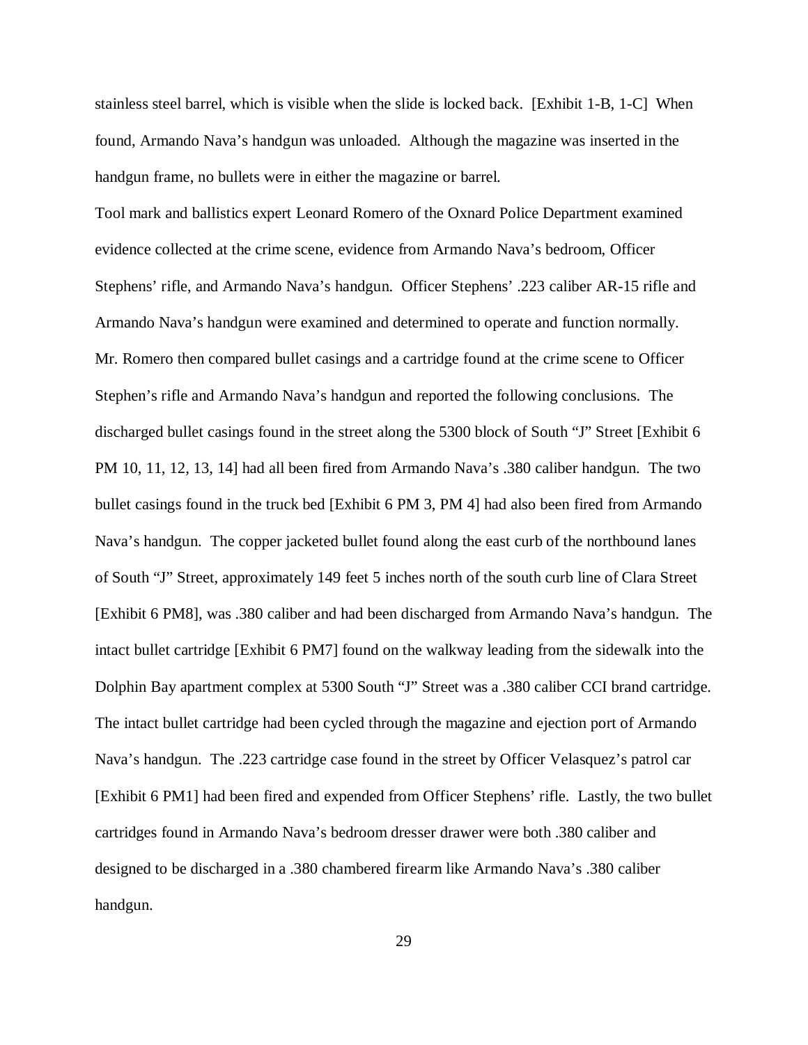stainless steel barrel, which is visible when the slide is locked back. [Exhibit 1-B, 1-C] When found, Armando Nava's handgun was unloaded. Although the magazine was inserted in the handgun frame, no bullets were in either the magazine or barrel.

Tool mark and ballistics expert Leonard Romero of the Oxnard Police Department examined evidence collected at the crime scene, evidence from Armando Nava's bedroom, Officer Stephens' rifle, and Armando Nava's handgun. Officer Stephens' .223 caliber AR-15 rifle and Armando Nava's handgun were examined and determined to operate and function normally. Mr. Romero then compared bullet casings and a cartridge found at the crime scene to Officer Stephen's rifle and Armando Nava's handgun and reported the following conclusions. The discharged bullet casings found in the street along the 5300 block of South "J" Street [Exhibit 6 PM 10, 11, 12, 13, 14] had all been fired from Armando Nava's .380 caliber handgun. The two bullet casings found in the truck bed [Exhibit 6 PM 3, PM 4] had also been fired from Armando Nava's handgun. The copper jacketed bullet found along the east curb of the northbound lanes of South "J" Street, approximately 149 feet 5 inches north of the south curb line of Clara Street [Exhibit 6 PM8], was .380 caliber and had been discharged from Armando Nava's handgun. The intact bullet cartridge [Exhibit 6 PM7] found on the walkway leading from the sidewalk into the Dolphin Bay apartment complex at 5300 South "J" Street was a .380 caliber CCI brand cartridge. The intact bullet cartridge had been cycled through the magazine and ejection port of Armando Nava's handgun. The .223 cartridge case found in the street by Officer Velasquez's patrol car [Exhibit 6 PM1] had been fired and expended from Officer Stephens' rifle. Lastly, the two bullet cartridges found in Armando Nava's bedroom dresser drawer were both .380 caliber and designed to be discharged in a .380 chambered firearm like Armando Nava's .380 caliber handgun.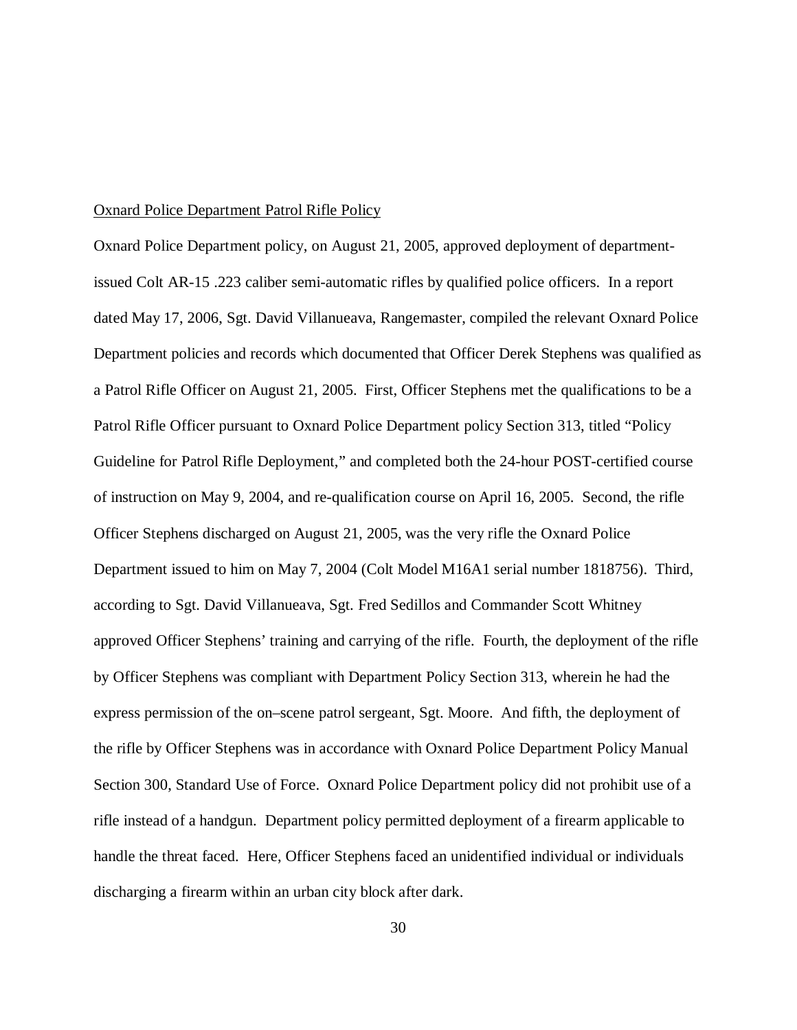<u>Oxnard Police Department Patrol Rifle Policy</u>

Oxnard Police Department policy, on August 21, 2005, approved deployment of department-issued Colt AR-15 .223 caliber semi-automatic rifles by qualified police officers. In a report dated May 17, 2006, Sgt. David Villanueava, Rangemaster, compiled the relevant Oxnard Police Department policies and records which documented that Officer Derek Stephens was qualified as a Patrol Rifle Officer on August 21, 2005. First, Officer Stephens met the qualifications to be a Patrol Rifle Officer pursuant to Oxnard Police Department policy Section 313, titled "Policy Guideline for Patrol Rifle Deployment," and completed both the 24-hour POST-certified course of instruction on May 9, 2004, and re-qualification course on April 16, 2005. Second, the rifle Officer Stephens discharged on August 21, 2005, was the very rifle the Oxnard Police Department issued to him on May 7, 2004 (Colt Model M16A1 serial number 1818756). Third, according to Sgt. David Villanueava, Sgt. Fred Sedillos and Commander Scott Whitney approved Officer Stephens' training and carrying of the rifle. Fourth, the deployment of the rifle by Officer Stephens was compliant with Department Policy Section 313, wherein he had the express permission of the on–scene patrol sergeant, Sgt. Moore. And fifth, the deployment of the rifle by Officer Stephens was in accordance with Oxnard Police Department Policy Manual Section 300, Standard Use of Force. Oxnard Police Department policy did not prohibit use of a rifle instead of a handgun. Department policy permitted deployment of a firearm applicable to handle the threat faced. Here, Officer Stephens faced an unidentified individual or individuals discharging a firearm within an urban city block after dark.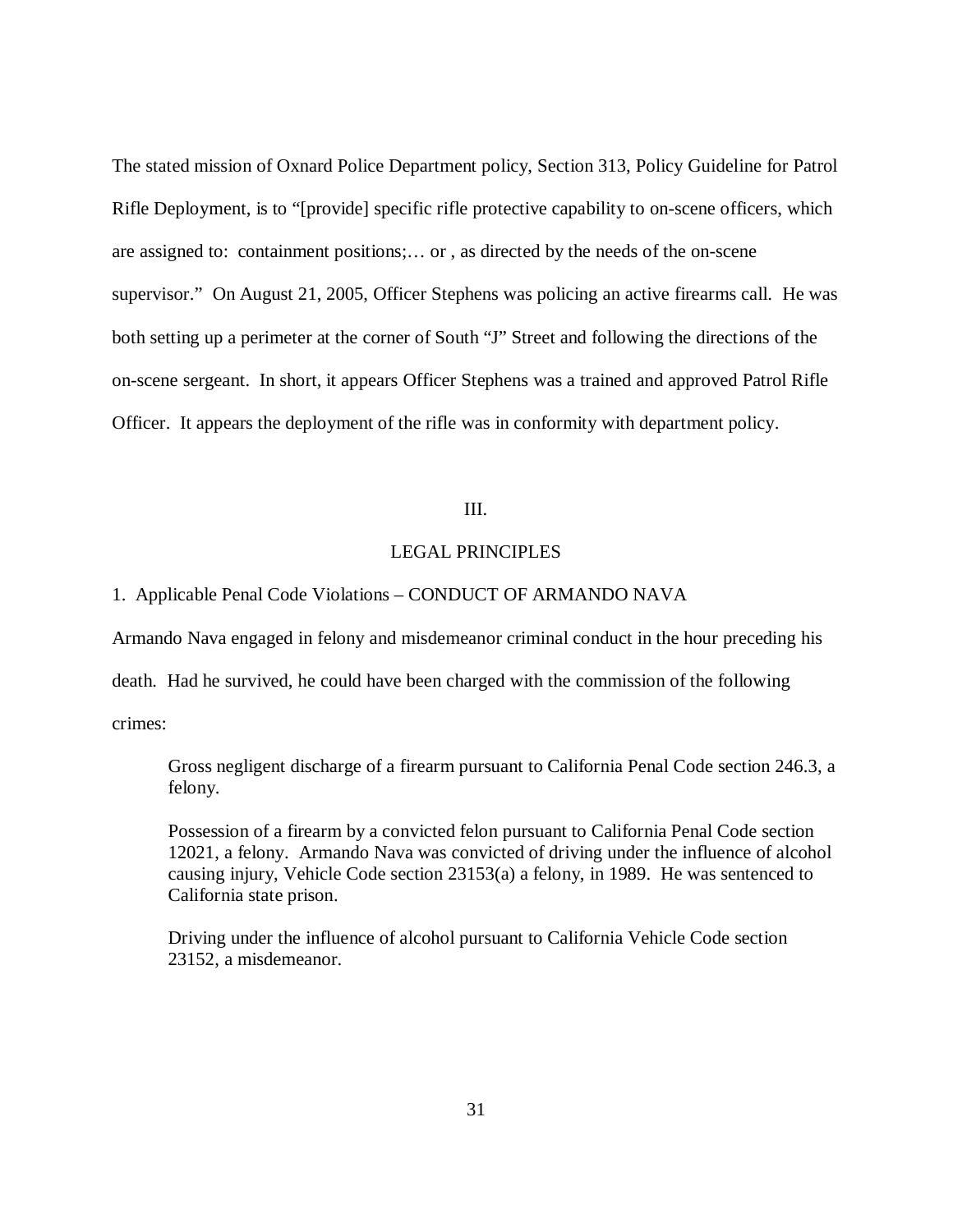The stated mission of Oxnard Police Department policy, Section 313, Policy Guideline for Patrol Rifle Deployment, is to "[provide] specific rifle protective capability to on-scene officers, which are assigned to: containment positions;… or , as directed by the needs of the on-scene supervisor." On August 21, 2005, Officer Stephens was policing an active firearms call. He was both setting up a perimeter at the corner of South "J" Street and following the directions of the on-scene sergeant. In short, it appears Officer Stephens was a trained and approved Patrol Rifle Officer. It appears the deployment of the rifle was in conformity with department policy.

## III.

## LEGAL PRINCIPLES

1. Applicable Penal Code Violations – CONDUCT OF ARMANDO NAVA

Armando Nava engaged in felony and misdemeanor criminal conduct in the hour preceding his death. Had he survived, he could have been charged with the commission of the following crimes:

> Gross negligent discharge of a firearm pursuant to California Penal Code section 246.3, a felony.
>
> Possession of a firearm by a convicted felon pursuant to California Penal Code section 12021, a felony. Armando Nava was convicted of driving under the influence of alcohol causing injury, Vehicle Code section 23153(a) a felony, in 1989. He was sentenced to California state prison.
>
> Driving under the influence of alcohol pursuant to California Vehicle Code section 23152, a misdemeanor.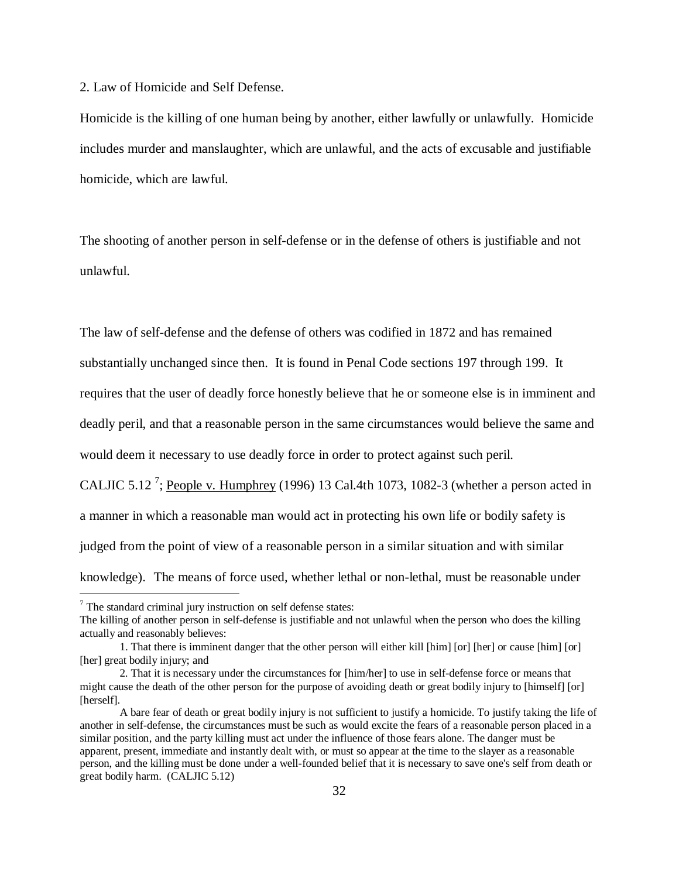2. Law of Homicide and Self Defense.

Homicide is the killing of one human being by another, either lawfully or unlawfully. Homicide includes murder and manslaughter, which are unlawful, and the acts of excusable and justifiable homicide, which are lawful.

The shooting of another person in self-defense or in the defense of others is justifiable and not unlawful.

The law of self-defense and the defense of others was codified in 1872 and has remained substantially unchanged since then. It is found in Penal Code sections 197 through 199. It requires that the user of deadly force honestly believe that he or someone else is in imminent and deadly peril, and that a reasonable person in the same circumstances would believe the same and would deem it necessary to use deadly force in order to protect against such peril. CALJIC 5.12 [7]; People v. Humphrey (1996) 13 Cal.4th 1073, 1082-3 (whether a person acted in a manner in which a reasonable man would act in protecting his own life or bodily safety is judged from the point of view of a reasonable person in a similar situation and with similar knowledge). The means of force used, whether lethal or non-lethal, must be reasonable under

---

[7] The standard criminal jury instruction on self defense states:

The killing of another person in self-defense is justifiable and not unlawful when the person who does the killing actually and reasonably believes:

1. That there is imminent danger that the other person will either kill [him] [or] [her] or cause [him] [or] [her] great bodily injury; and

2. That it is necessary under the circumstances for [him/her] to use in self-defense force or means that might cause the death of the other person for the purpose of avoiding death or great bodily injury to [himself] [or] [herself].

A bare fear of death or great bodily injury is not sufficient to justify a homicide. To justify taking the life of another in self-defense, the circumstances must be such as would excite the fears of a reasonable person placed in a similar position, and the party killing must act under the influence of those fears alone. The danger must be apparent, present, immediate and instantly dealt with, or must so appear at the time to the slayer as a reasonable person, and the killing must be done under a well-founded belief that it is necessary to save one's self from death or great bodily harm. (CALJIC 5.12)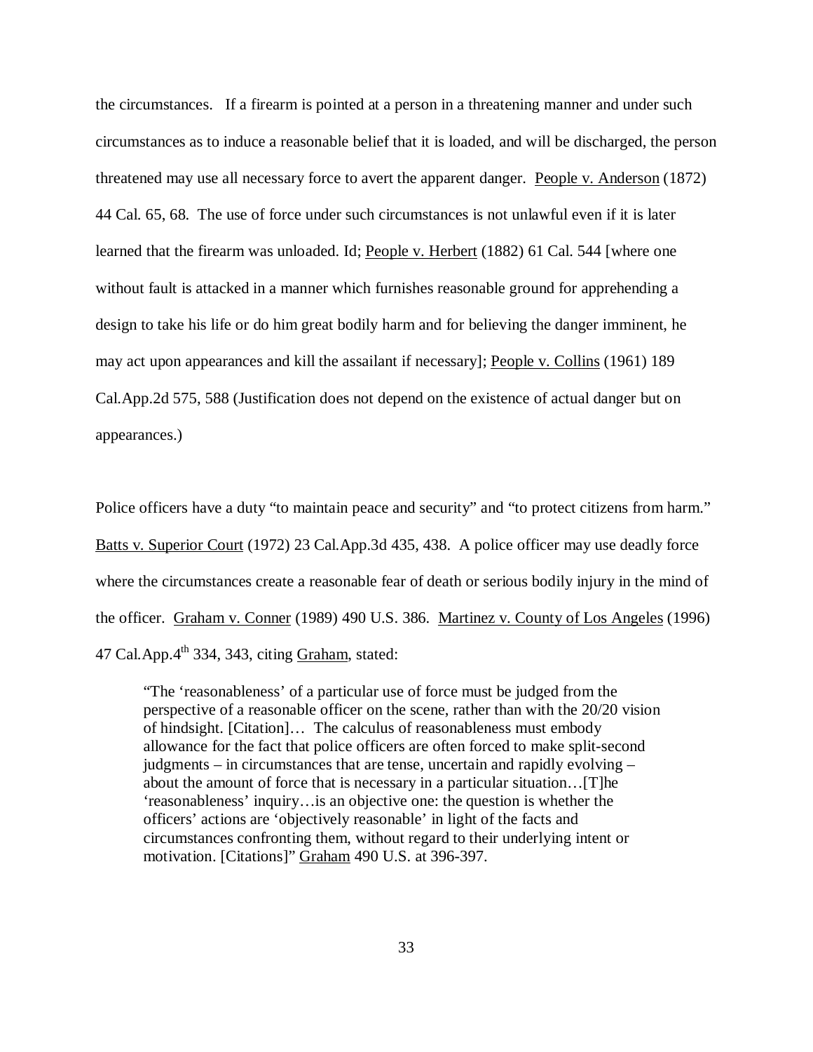the circumstances. If a firearm is pointed at a person in a threatening manner and under such circumstances as to induce a reasonable belief that it is loaded, and will be discharged, the person threatened may use all necessary force to avert the apparent danger. People v. Anderson (1872) 44 Cal. 65, 68. The use of force under such circumstances is not unlawful even if it is later learned that the firearm was unloaded. Id; People v. Herbert (1882) 61 Cal. 544 [where one without fault is attacked in a manner which furnishes reasonable ground for apprehending a design to take his life or do him great bodily harm and for believing the danger imminent, he may act upon appearances and kill the assailant if necessary]; People v. Collins (1961) 189 Cal.App.2d 575, 588 (Justification does not depend on the existence of actual danger but on appearances.)

Police officers have a duty "to maintain peace and security" and "to protect citizens from harm." Batts v. Superior Court (1972) 23 Cal.App.3d 435, 438. A police officer may use deadly force where the circumstances create a reasonable fear of death or serious bodily injury in the mind of the officer. Graham v. Conner (1989) 490 U.S. 386. Martinez v. County of Los Angeles (1996) 47 Cal.App.4th 334, 343, citing Graham, stated:

> "The 'reasonableness' of a particular use of force must be judged from the perspective of a reasonable officer on the scene, rather than with the 20/20 vision of hindsight. [Citation]… The calculus of reasonableness must embody allowance for the fact that police officers are often forced to make split-second judgments – in circumstances that are tense, uncertain and rapidly evolving – about the amount of force that is necessary in a particular situation…[T]he 'reasonableness' inquiry…is an objective one: the question is whether the officers' actions are 'objectively reasonable' in light of the facts and circumstances confronting them, without regard to their underlying intent or motivation. [Citations]" Graham 490 U.S. at 396-397.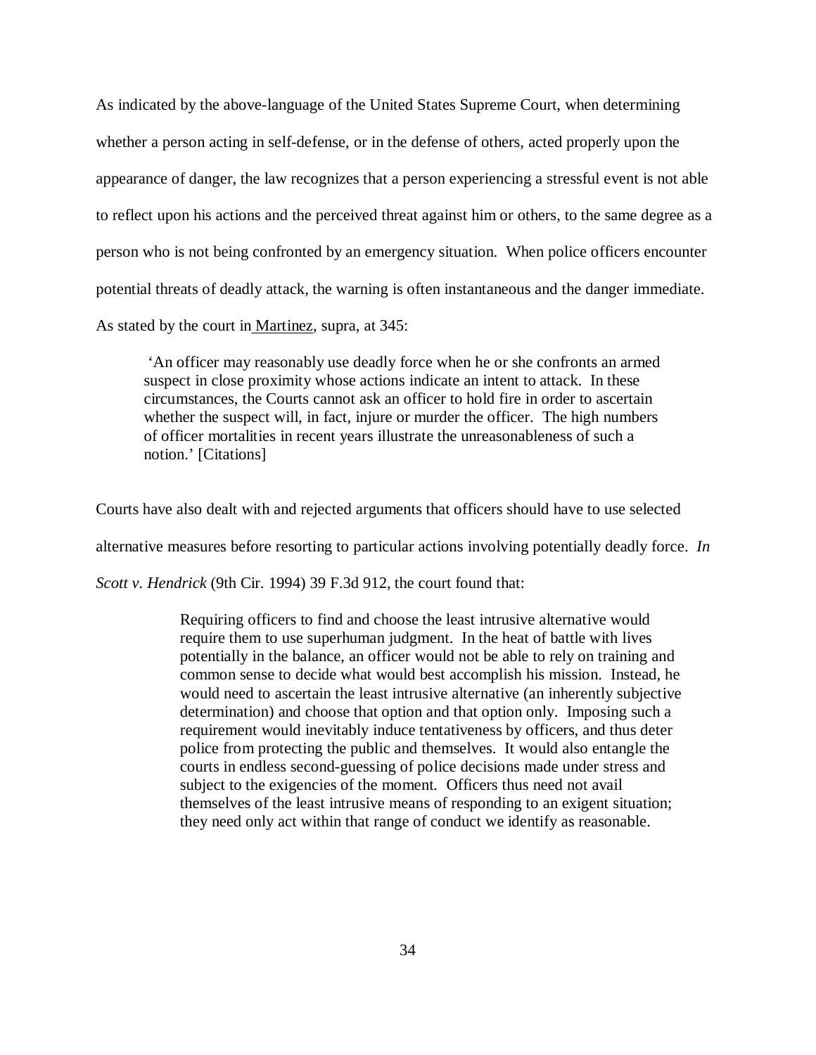As indicated by the above-language of the United States Supreme Court, when determining whether a person acting in self-defense, or in the defense of others, acted properly upon the appearance of danger, the law recognizes that a person experiencing a stressful event is not able to reflect upon his actions and the perceived threat against him or others, to the same degree as a person who is not being confronted by an emergency situation. When police officers encounter potential threats of deadly attack, the warning is often instantaneous and the danger immediate. As stated by the court in Martinez, supra, at 345:

> 'An officer may reasonably use deadly force when he or she confronts an armed suspect in close proximity whose actions indicate an intent to attack. In these circumstances, the Courts cannot ask an officer to hold fire in order to ascertain whether the suspect will, in fact, injure or murder the officer. The high numbers of officer mortalities in recent years illustrate the unreasonableness of such a notion.' [Citations]

Courts have also dealt with and rejected arguments that officers should have to use selected alternative measures before resorting to particular actions involving potentially deadly force. *In Scott v. Hendrick* (9th Cir. 1994) 39 F.3d 912, the court found that:

> Requiring officers to find and choose the least intrusive alternative would require them to use superhuman judgment. In the heat of battle with lives potentially in the balance, an officer would not be able to rely on training and common sense to decide what would best accomplish his mission. Instead, he would need to ascertain the least intrusive alternative (an inherently subjective determination) and choose that option and that option only. Imposing such a requirement would inevitably induce tentativeness by officers, and thus deter police from protecting the public and themselves. It would also entangle the courts in endless second-guessing of police decisions made under stress and subject to the exigencies of the moment. Officers thus need not avail themselves of the least intrusive means of responding to an exigent situation; they need only act within that range of conduct we identify as reasonable.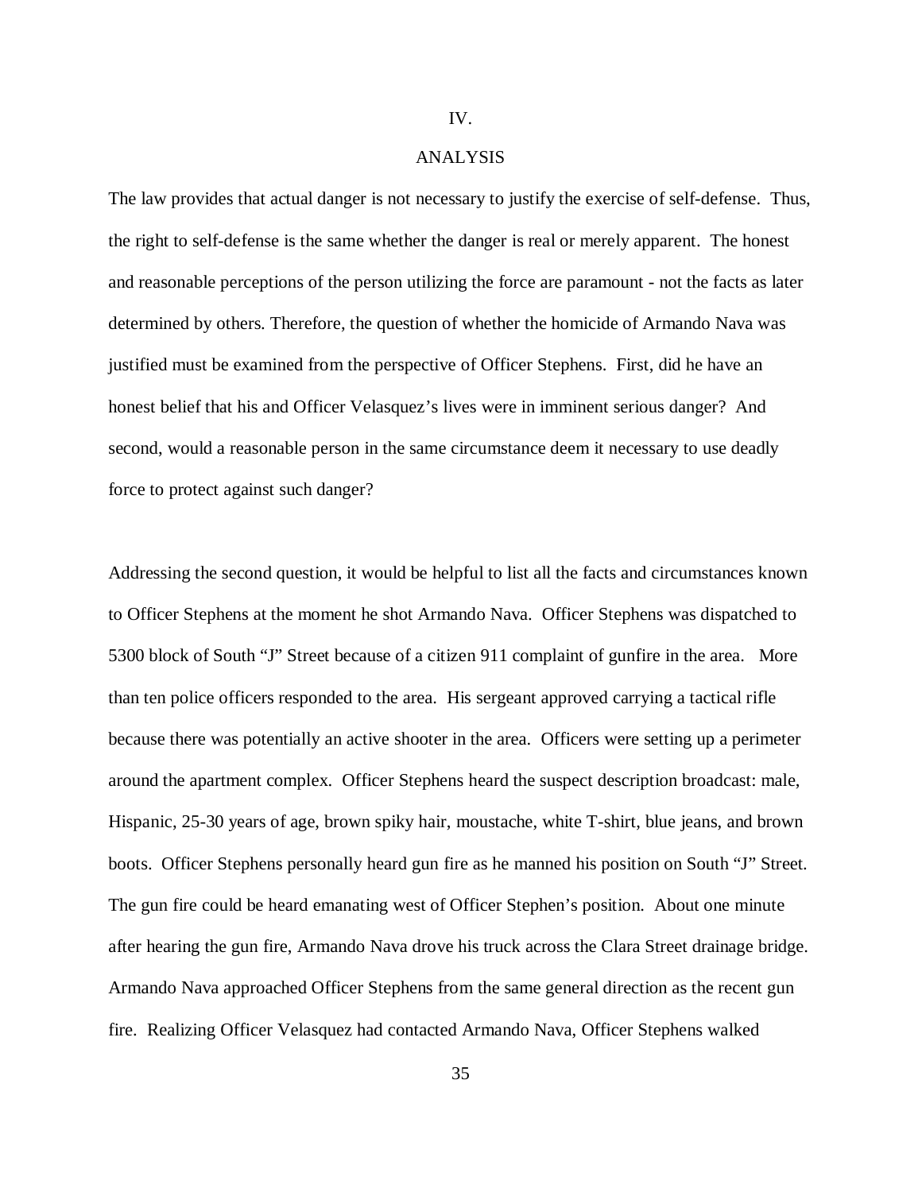# IV.

# ANALYSIS

The law provides that actual danger is not necessary to justify the exercise of self-defense. Thus, the right to self-defense is the same whether the danger is real or merely apparent. The honest and reasonable perceptions of the person utilizing the force are paramount - not the facts as later determined by others. Therefore, the question of whether the homicide of Armando Nava was justified must be examined from the perspective of Officer Stephens. First, did he have an honest belief that his and Officer Velasquez's lives were in imminent serious danger? And second, would a reasonable person in the same circumstance deem it necessary to use deadly force to protect against such danger?

Addressing the second question, it would be helpful to list all the facts and circumstances known to Officer Stephens at the moment he shot Armando Nava. Officer Stephens was dispatched to 5300 block of South "J" Street because of a citizen 911 complaint of gunfire in the area. More than ten police officers responded to the area. His sergeant approved carrying a tactical rifle because there was potentially an active shooter in the area. Officers were setting up a perimeter around the apartment complex. Officer Stephens heard the suspect description broadcast: male, Hispanic, 25-30 years of age, brown spiky hair, moustache, white T-shirt, blue jeans, and brown boots. Officer Stephens personally heard gun fire as he manned his position on South "J" Street. The gun fire could be heard emanating west of Officer Stephen's position. About one minute after hearing the gun fire, Armando Nava drove his truck across the Clara Street drainage bridge. Armando Nava approached Officer Stephens from the same general direction as the recent gun fire. Realizing Officer Velasquez had contacted Armando Nava, Officer Stephens walked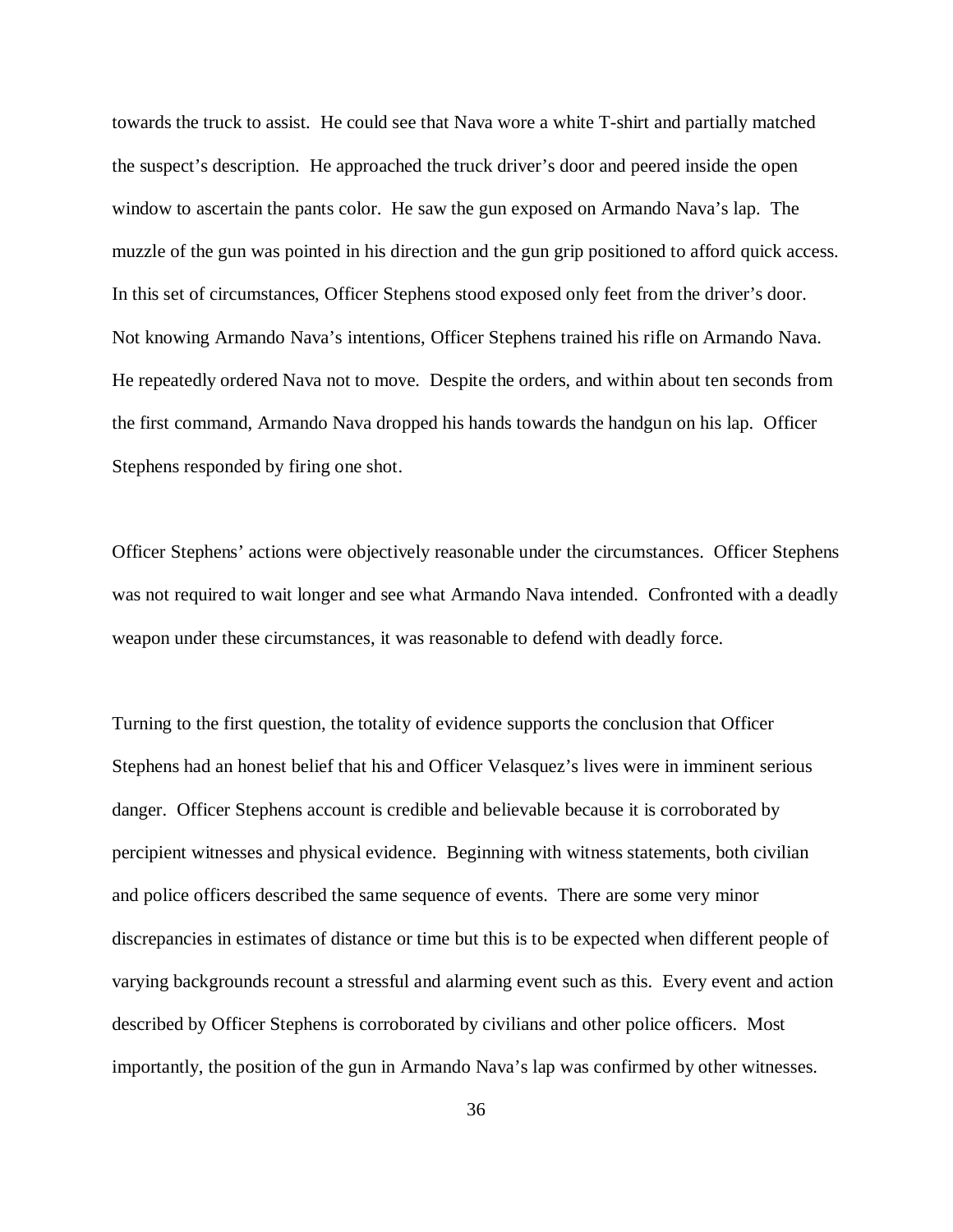towards the truck to assist. He could see that Nava wore a white T-shirt and partially matched the suspect's description. He approached the truck driver's door and peered inside the open window to ascertain the pants color. He saw the gun exposed on Armando Nava's lap. The muzzle of the gun was pointed in his direction and the gun grip positioned to afford quick access. In this set of circumstances, Officer Stephens stood exposed only feet from the driver's door. Not knowing Armando Nava's intentions, Officer Stephens trained his rifle on Armando Nava. He repeatedly ordered Nava not to move. Despite the orders, and within about ten seconds from the first command, Armando Nava dropped his hands towards the handgun on his lap. Officer Stephens responded by firing one shot.

Officer Stephens' actions were objectively reasonable under the circumstances. Officer Stephens was not required to wait longer and see what Armando Nava intended. Confronted with a deadly weapon under these circumstances, it was reasonable to defend with deadly force.

Turning to the first question, the totality of evidence supports the conclusion that Officer Stephens had an honest belief that his and Officer Velasquez's lives were in imminent serious danger. Officer Stephens account is credible and believable because it is corroborated by percipient witnesses and physical evidence. Beginning with witness statements, both civilian and police officers described the same sequence of events. There are some very minor discrepancies in estimates of distance or time but this is to be expected when different people of varying backgrounds recount a stressful and alarming event such as this. Every event and action described by Officer Stephens is corroborated by civilians and other police officers. Most importantly, the position of the gun in Armando Nava's lap was confirmed by other witnesses.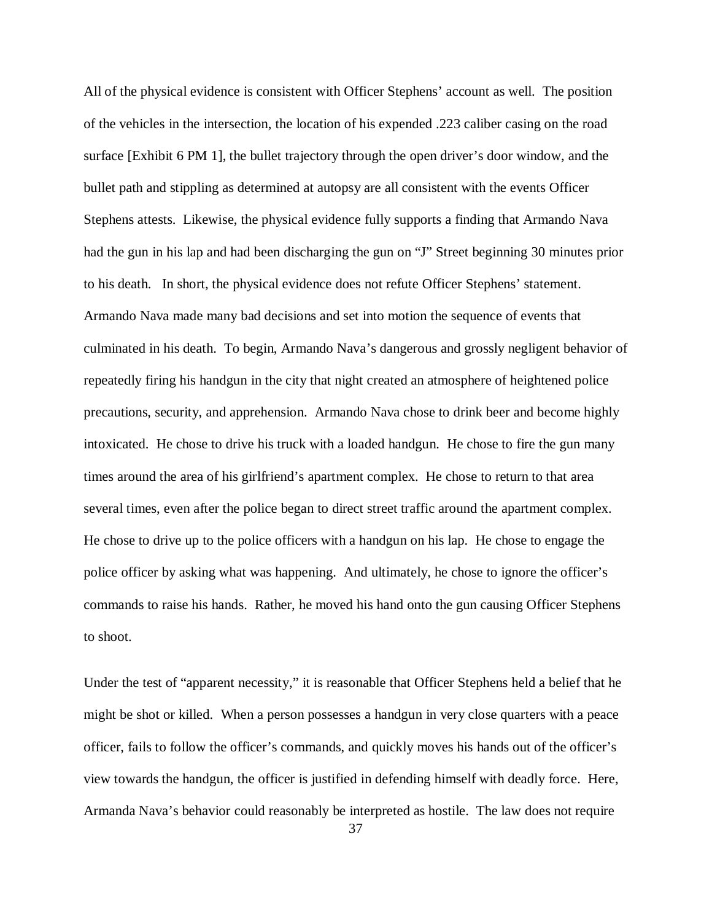All of the physical evidence is consistent with Officer Stephens' account as well. The position of the vehicles in the intersection, the location of his expended .223 caliber casing on the road surface [Exhibit 6 PM 1], the bullet trajectory through the open driver's door window, and the bullet path and stippling as determined at autopsy are all consistent with the events Officer Stephens attests. Likewise, the physical evidence fully supports a finding that Armando Nava had the gun in his lap and had been discharging the gun on "J" Street beginning 30 minutes prior to his death. In short, the physical evidence does not refute Officer Stephens' statement. Armando Nava made many bad decisions and set into motion the sequence of events that culminated in his death. To begin, Armando Nava's dangerous and grossly negligent behavior of repeatedly firing his handgun in the city that night created an atmosphere of heightened police precautions, security, and apprehension. Armando Nava chose to drink beer and become highly intoxicated. He chose to drive his truck with a loaded handgun. He chose to fire the gun many times around the area of his girlfriend's apartment complex. He chose to return to that area several times, even after the police began to direct street traffic around the apartment complex. He chose to drive up to the police officers with a handgun on his lap. He chose to engage the police officer by asking what was happening. And ultimately, he chose to ignore the officer's commands to raise his hands. Rather, he moved his hand onto the gun causing Officer Stephens to shoot.

Under the test of "apparent necessity," it is reasonable that Officer Stephens held a belief that he might be shot or killed. When a person possesses a handgun in very close quarters with a peace officer, fails to follow the officer's commands, and quickly moves his hands out of the officer's view towards the handgun, the officer is justified in defending himself with deadly force. Here, Armanda Nava's behavior could reasonably be interpreted as hostile. The law does not require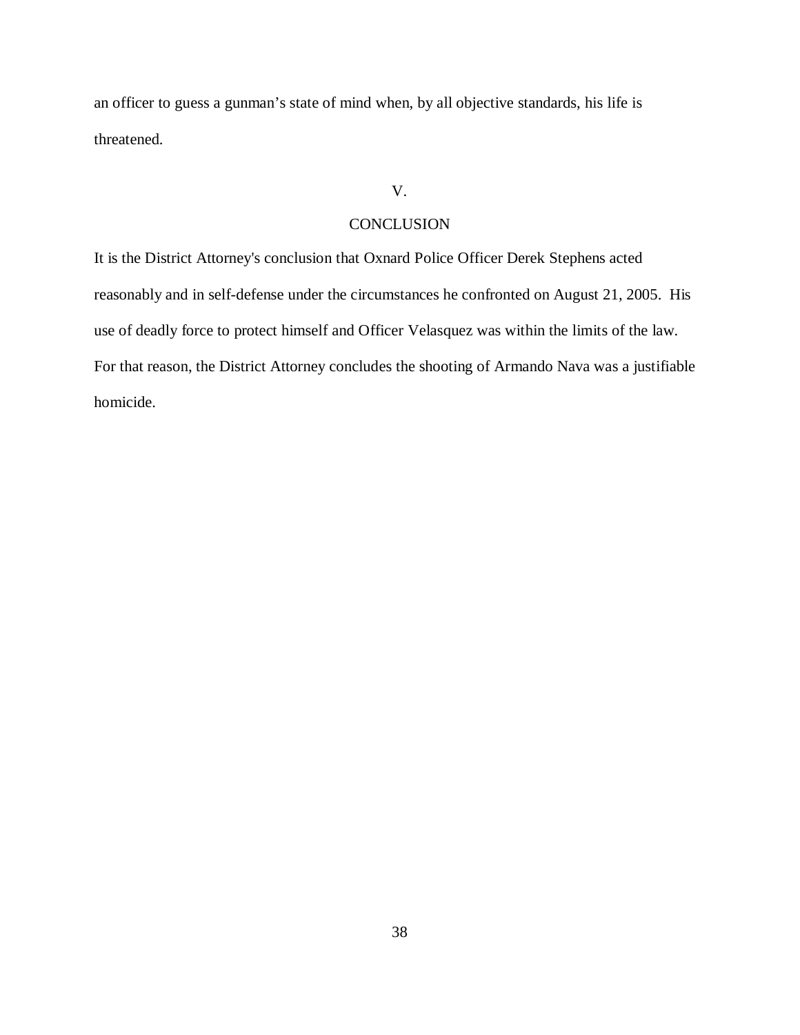an officer to guess a gunman's state of mind when, by all objective standards, his life is threatened.

## V.

## CONCLUSION

It is the District Attorney's conclusion that Oxnard Police Officer Derek Stephens acted reasonably and in self-defense under the circumstances he confronted on August 21, 2005. His use of deadly force to protect himself and Officer Velasquez was within the limits of the law. For that reason, the District Attorney concludes the shooting of Armando Nava was a justifiable homicide.